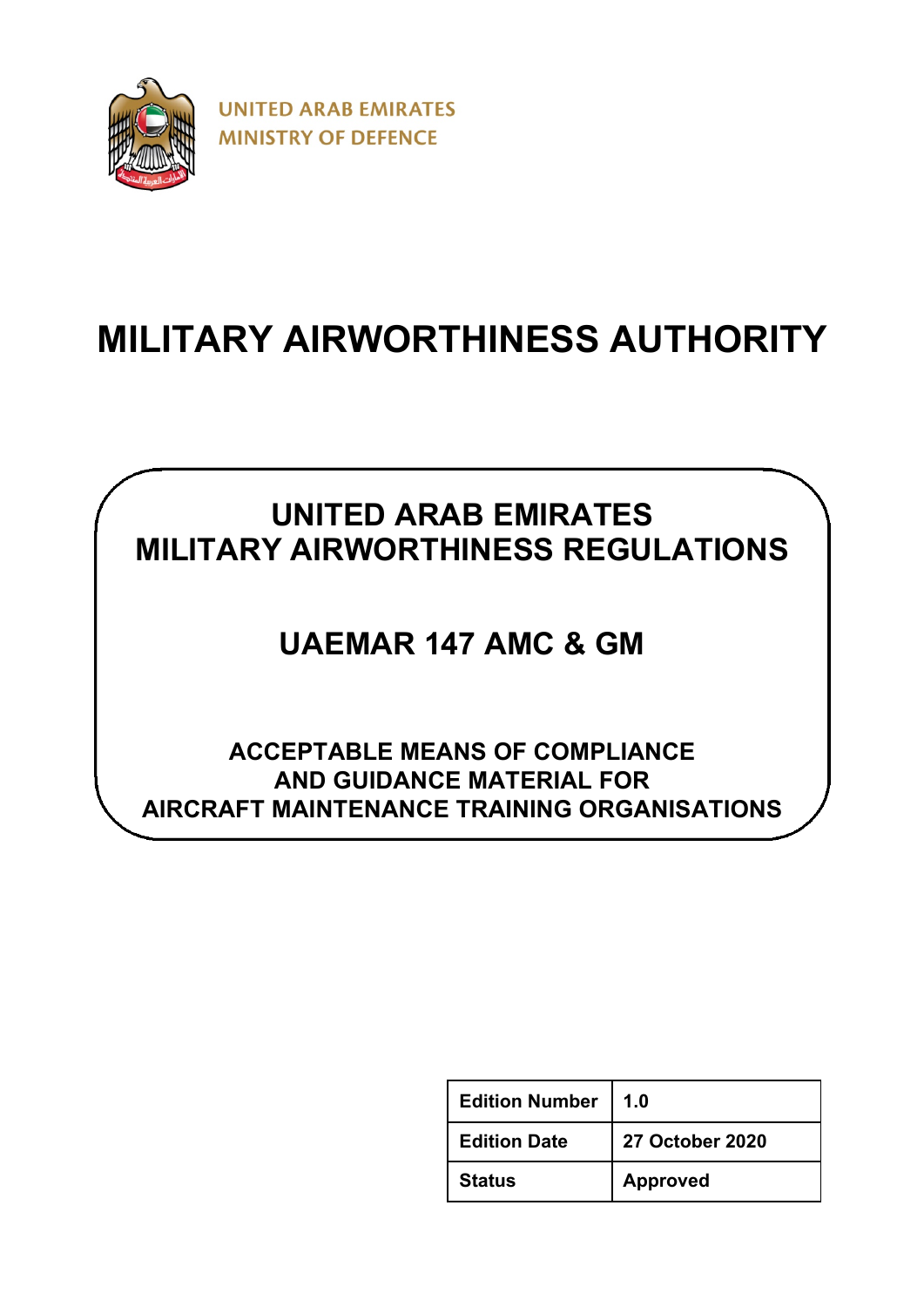UNITED ARAB EMIRATES
MINISTRY OF DEFENCE

# MILITARY AIRWORTHINESS AUTHORITY

## UNITED ARAB EMIRATES MILITARY AIRWORTHINESS REGULATIONS

## UAEMAR 147 AMC & GM

### ACCEPTABLE MEANS OF COMPLIANCE AND GUIDANCE MATERIAL FOR AIRCRAFT MAINTENANCE TRAINING ORGANISATIONS

| | |
|---|---|
| **Edition Number** | **1.0** |
| **Edition Date** | **27 October 2020** |
| **Status** | **Approved** |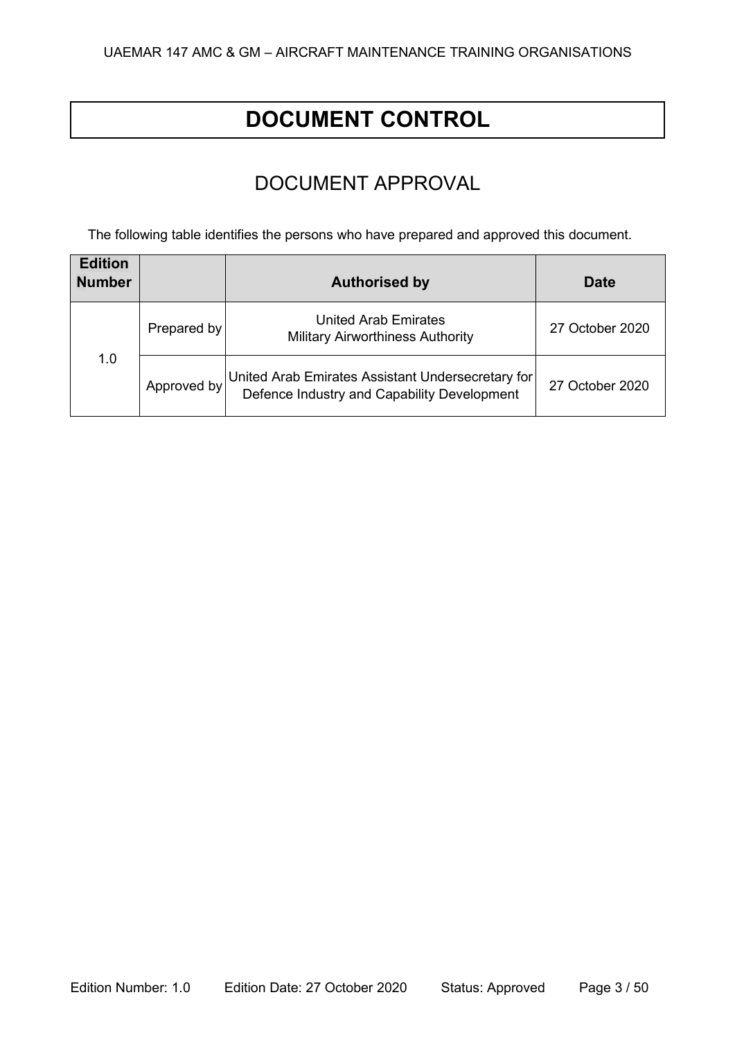# DOCUMENT CONTROL

## DOCUMENT APPROVAL

The following table identifies the persons who have prepared and approved this document.

| Edition Number | | Authorised by | Date |
|---|---|---|---|
| 1.0 | Prepared by | United Arab Emirates Military Airworthiness Authority | 27 October 2020 |
| | Approved by | United Arab Emirates Assistant Undersecretary for Defence Industry and Capability Development | 27 October 2020 |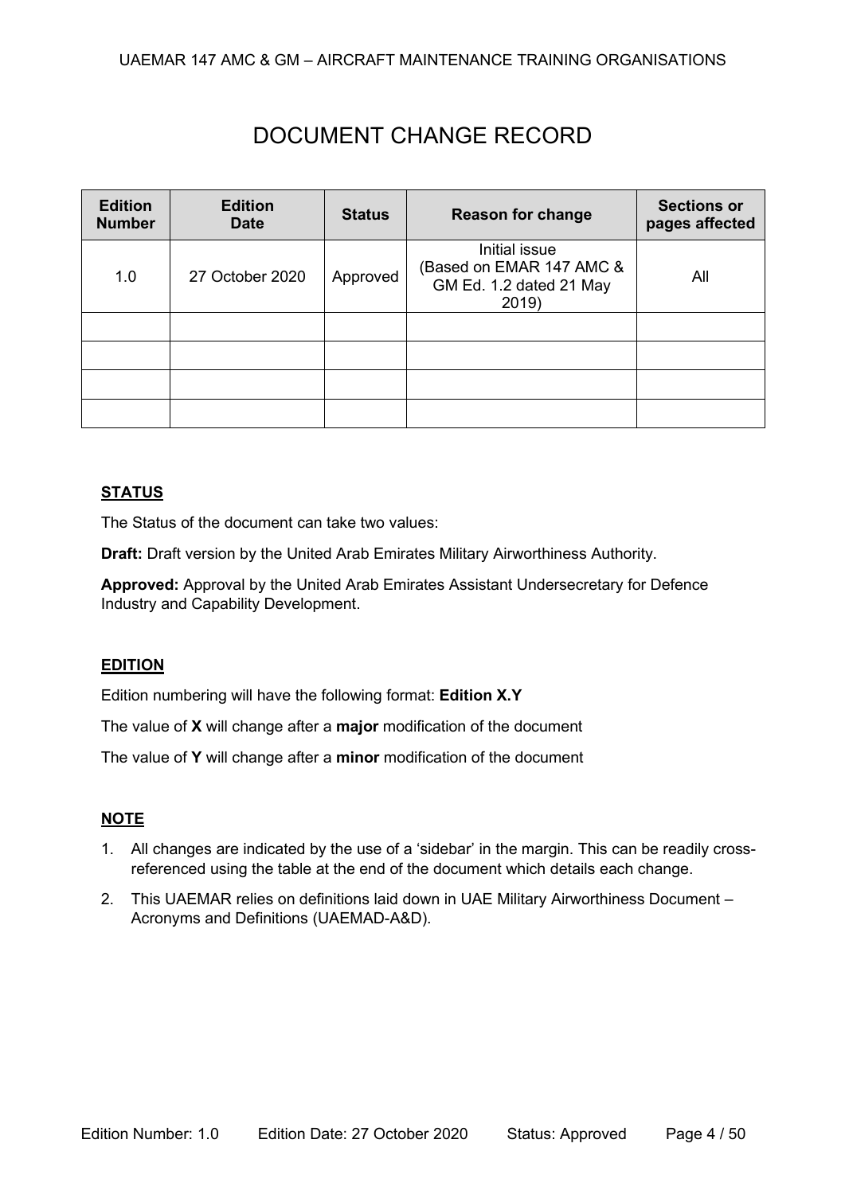# DOCUMENT CHANGE RECORD

| Edition Number | Edition Date | Status | Reason for change | Sections or pages affected |
|---|---|---|---|---|
| 1.0 | 27 October 2020 | Approved | Initial issue (Based on EMAR 147 AMC & GM Ed. 1.2 dated 21 May 2019) | All |
| | | | | |
| | | | | |
| | | | | |
| | | | | |

**STATUS**

The Status of the document can take two values:

**Draft:** Draft version by the United Arab Emirates Military Airworthiness Authority.

**Approved:** Approval by the United Arab Emirates Assistant Undersecretary for Defence Industry and Capability Development.

**EDITION**

Edition numbering will have the following format: **Edition X.Y**

The value of **X** will change after a **major** modification of the document

The value of **Y** will change after a **minor** modification of the document

**NOTE**

1. All changes are indicated by the use of a 'sidebar' in the margin. This can be readily cross-referenced using the table at the end of the document which details each change.
2. This UAEMAR relies on definitions laid down in UAE Military Airworthiness Document – Acronyms and Definitions (UAEMAD-A&D).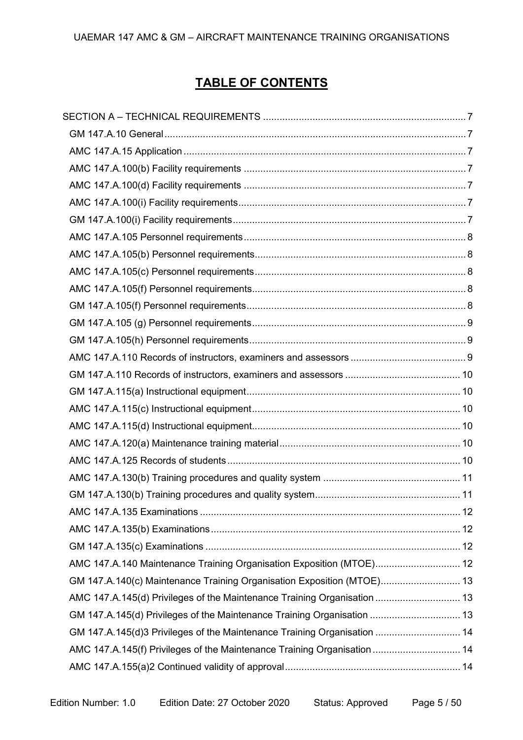# TABLE OF CONTENTS

SECTION A – TECHNICAL REQUIREMENTS ........................................................................ 7

- GM 147.A.10 General ........................................................................................................ 7
- AMC 147.A.15 Application ................................................................................................ 7
- AMC 147.A.100(b) Facility requirements .......................................................................... 7
- AMC 147.A.100(d) Facility requirements .......................................................................... 7
- AMC 147.A.100(i) Facility requirements ............................................................................ 7
- GM 147.A.100(i) Facility requirements .............................................................................. 7
- AMC 147.A.105 Personnel requirements ........................................................................... 8
- AMC 147.A.105(b) Personnel requirements ....................................................................... 8
- AMC 147.A.105(c) Personnel requirements ........................................................................ 8
- AMC 147.A.105(f) Personnel requirements ........................................................................ 8
- GM 147.A.105(f) Personnel requirements .......................................................................... 8
- GM 147.A.105 (g) Personnel requirements ........................................................................ 9
- GM 147.A.105(h) Personnel requirements .......................................................................... 9
- AMC 147.A.110 Records of instructors, examiners and assessors ....................................... 9
- GM 147.A.110 Records of instructors, examiners and assessors ........................................ 10
- GM 147.A.115(a) Instructional equipment ......................................................................... 10
- AMC 147.A.115(c) Instructional equipment ....................................................................... 10
- AMC 147.A.115(d) Instructional equipment ....................................................................... 10
- AMC 147.A.120(a) Maintenance training material ............................................................. 10
- AMC 147.A.125 Records of students ................................................................................. 10
- AMC 147.A.130(b) Training procedures and quality system ............................................... 11
- GM 147.A.130(b) Training procedures and quality system ................................................. 11
- AMC 147.A.135 Examinations ........................................................................................... 12
- AMC 147.A.135(b) Examinations ....................................................................................... 12
- GM 147.A.135(c) Examinations .......................................................................................... 12
- AMC 147.A.140 Maintenance Training Organisation Exposition (MTOE) ............................ 12
- GM 147.A.140(c) Maintenance Training Organisation Exposition (MTOE) .......................... 13
- AMC 147.A.145(d) Privileges of the Maintenance Training Organisation ............................ 13
- GM 147.A.145(d) Privileges of the Maintenance Training Organisation .............................. 13
- GM 147.A.145(d)3 Privileges of the Maintenance Training Organisation ............................ 14
- AMC 147.A.145(f) Privileges of the Maintenance Training Organisation ............................. 14
- AMC 147.A.155(a)2 Continued validity of approval ............................................................ 14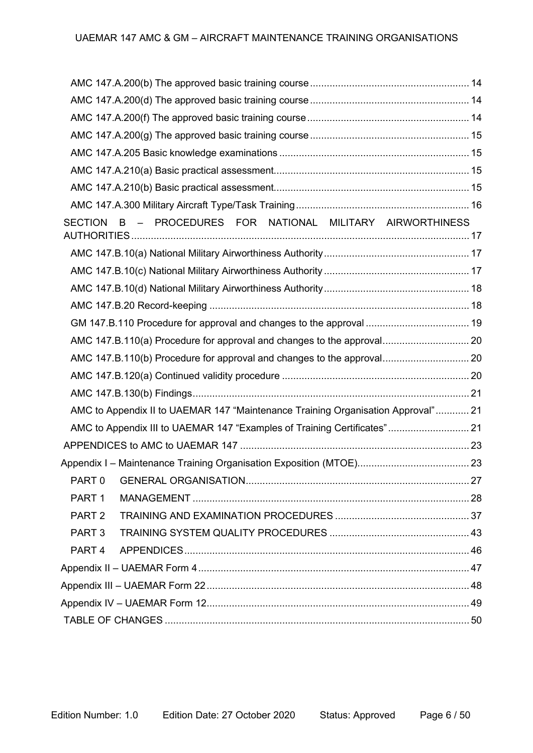AMC 147.A.200(b) The approved basic training course ........................................................ 14

AMC 147.A.200(d) The approved basic training course ........................................................ 14

AMC 147.A.200(f) The approved basic training course ......................................................... 14

AMC 147.A.200(g) The approved basic training course ........................................................ 15

AMC 147.A.205 Basic knowledge examinations ................................................................... 15

AMC 147.A.210(a) Basic practical assessment..................................................................... 15

AMC 147.A.210(b) Basic practical assessment..................................................................... 15

AMC 147.A.300 Military Aircraft Type/Task Training ............................................................. 16

SECTION B – PROCEDURES FOR NATIONAL MILITARY AIRWORTHINESS AUTHORITIES ........................................................................................................................ 17

AMC 147.B.10(a) National Military Airworthiness Authority ................................................... 17

AMC 147.B.10(c) National Military Airworthiness Authority ................................................... 17

AMC 147.B.10(d) National Military Airworthiness Authority ................................................... 18

AMC 147.B.20 Record-keeping ............................................................................................ 18

GM 147.B.110 Procedure for approval and changes to the approval .................................... 19

AMC 147.B.110(a) Procedure for approval and changes to the approval............................... 20

AMC 147.B.110(b) Procedure for approval and changes to the approval............................... 20

AMC 147.B.120(a) Continued validity procedure .................................................................. 20

AMC 147.B.130(b) Findings.................................................................................................. 21

AMC to Appendix II to UAEMAR 147 "Maintenance Training Organisation Approval" ............ 21

AMC to Appendix III to UAEMAR 147 "Examples of Training Certificates" ............................. 21

APPENDICES to AMC to UAEMAR 147 ................................................................................. 23

Appendix I – Maintenance Training Organisation Exposition (MTOE)........................................ 23

PART 0 GENERAL ORGANISATION................................................................................ 27

PART 1 MANAGEMENT .................................................................................................. 28

PART 2 TRAINING AND EXAMINATION PROCEDURES ................................................ 37

PART 3 TRAINING SYSTEM QUALITY PROCEDURES ................................................. 43

PART 4 APPENDICES..................................................................................................... 46

Appendix II – UAEMAR Form 4 ............................................................................................... 47

Appendix III – UAEMAR Form 22 ............................................................................................ 48

Appendix IV – UAEMAR Form 12............................................................................................ 49

TABLE OF CHANGES ............................................................................................................ 50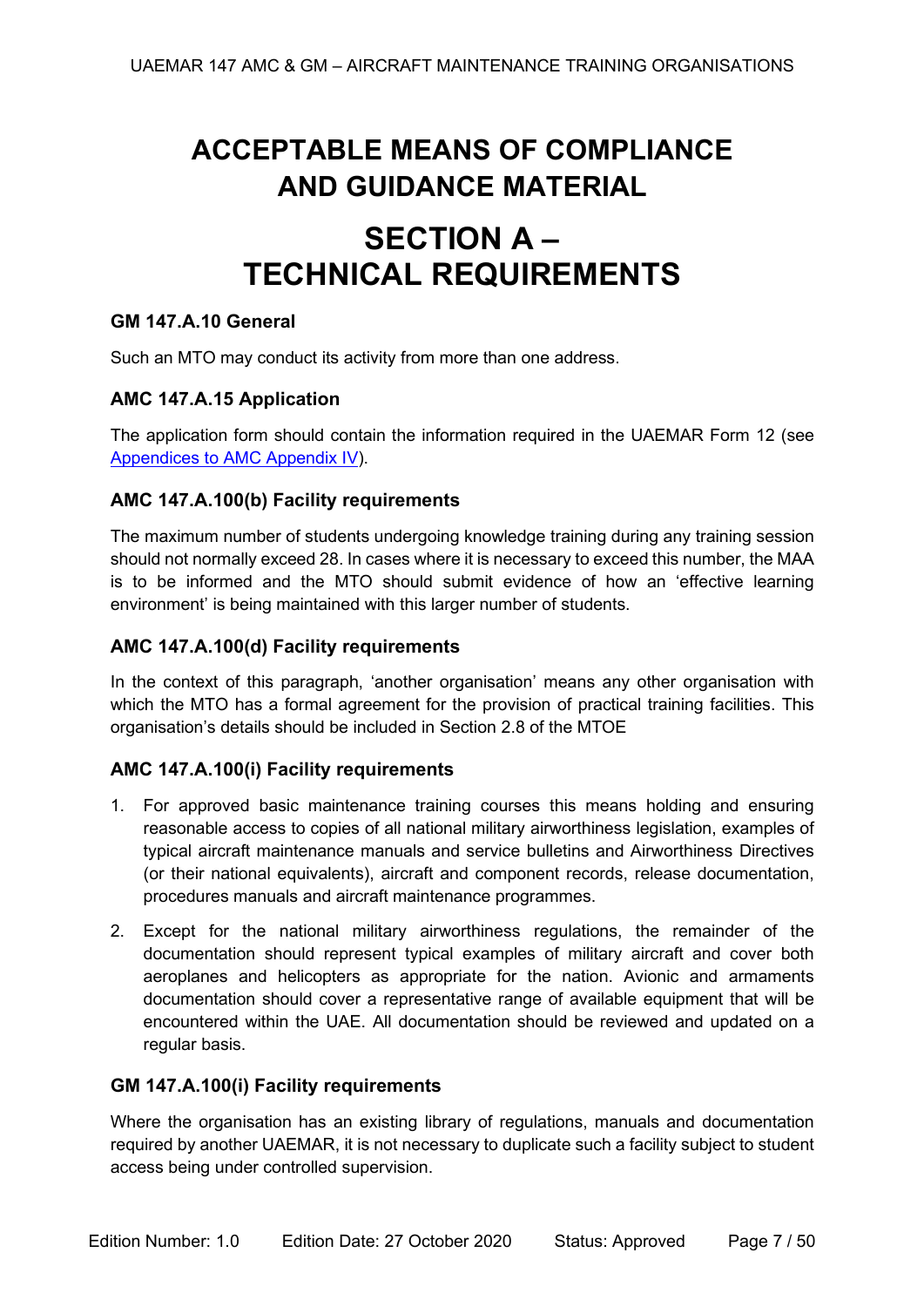# ACCEPTABLE MEANS OF COMPLIANCE AND GUIDANCE MATERIAL

# SECTION A – TECHNICAL REQUIREMENTS

### GM 147.A.10 General

Such an MTO may conduct its activity from more than one address.

### AMC 147.A.15 Application

The application form should contain the information required in the UAEMAR Form 12 (see Appendices to AMC Appendix IV).

### AMC 147.A.100(b) Facility requirements

The maximum number of students undergoing knowledge training during any training session should not normally exceed 28. In cases where it is necessary to exceed this number, the MAA is to be informed and the MTO should submit evidence of how an 'effective learning environment' is being maintained with this larger number of students.

### AMC 147.A.100(d) Facility requirements

In the context of this paragraph, 'another organisation' means any other organisation with which the MTO has a formal agreement for the provision of practical training facilities. This organisation's details should be included in Section 2.8 of the MTOE

### AMC 147.A.100(i) Facility requirements

1. For approved basic maintenance training courses this means holding and ensuring reasonable access to copies of all national military airworthiness legislation, examples of typical aircraft maintenance manuals and service bulletins and Airworthiness Directives (or their national equivalents), aircraft and component records, release documentation, procedures manuals and aircraft maintenance programmes.
2. Except for the national military airworthiness regulations, the remainder of the documentation should represent typical examples of military aircraft and cover both aeroplanes and helicopters as appropriate for the nation. Avionic and armaments documentation should cover a representative range of available equipment that will be encountered within the UAE. All documentation should be reviewed and updated on a regular basis.

### GM 147.A.100(i) Facility requirements

Where the organisation has an existing library of regulations, manuals and documentation required by another UAEMAR, it is not necessary to duplicate such a facility subject to student access being under controlled supervision.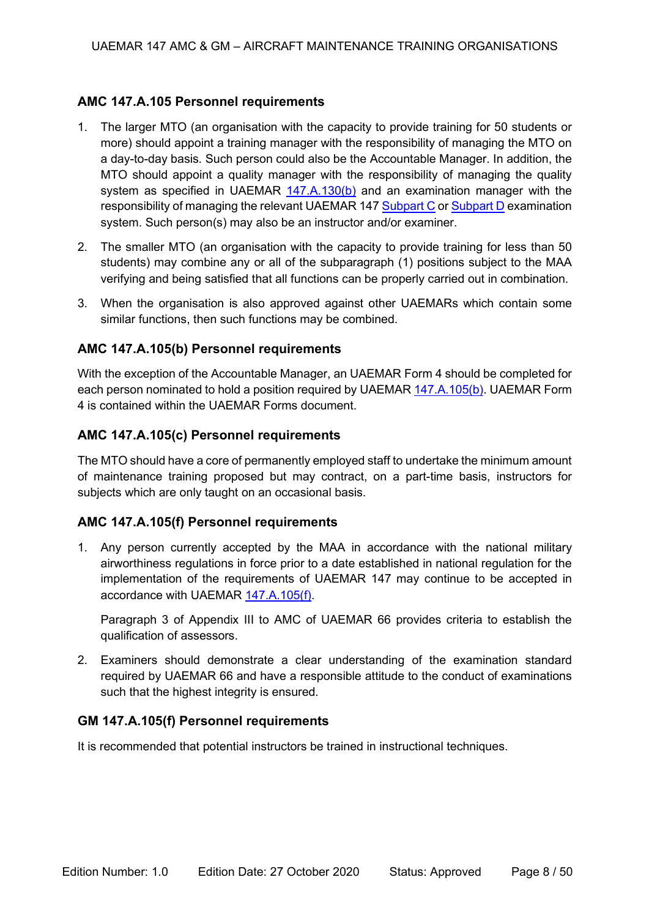### AMC 147.A.105 Personnel requirements

1. The larger MTO (an organisation with the capacity to provide training for 50 students or more) should appoint a training manager with the responsibility of managing the MTO on a day-to-day basis. Such person could also be the Accountable Manager. In addition, the MTO should appoint a quality manager with the responsibility of managing the quality system as specified in UAEMAR 147.A.130(b) and an examination manager with the responsibility of managing the relevant UAEMAR 147 Subpart C or Subpart D examination system. Such person(s) may also be an instructor and/or examiner.

2. The smaller MTO (an organisation with the capacity to provide training for less than 50 students) may combine any or all of the subparagraph (1) positions subject to the MAA verifying and being satisfied that all functions can be properly carried out in combination.

3. When the organisation is also approved against other UAEMARs which contain some similar functions, then such functions may be combined.

### AMC 147.A.105(b) Personnel requirements

With the exception of the Accountable Manager, an UAEMAR Form 4 should be completed for each person nominated to hold a position required by UAEMAR 147.A.105(b). UAEMAR Form 4 is contained within the UAEMAR Forms document.

### AMC 147.A.105(c) Personnel requirements

The MTO should have a core of permanently employed staff to undertake the minimum amount of maintenance training proposed but may contract, on a part-time basis, instructors for subjects which are only taught on an occasional basis.

### AMC 147.A.105(f) Personnel requirements

1. Any person currently accepted by the MAA in accordance with the national military airworthiness regulations in force prior to a date established in national regulation for the implementation of the requirements of UAEMAR 147 may continue to be accepted in accordance with UAEMAR 147.A.105(f).

   Paragraph 3 of Appendix III to AMC of UAEMAR 66 provides criteria to establish the qualification of assessors.

2. Examiners should demonstrate a clear understanding of the examination standard required by UAEMAR 66 and have a responsible attitude to the conduct of examinations such that the highest integrity is ensured.

### GM 147.A.105(f) Personnel requirements

It is recommended that potential instructors be trained in instructional techniques.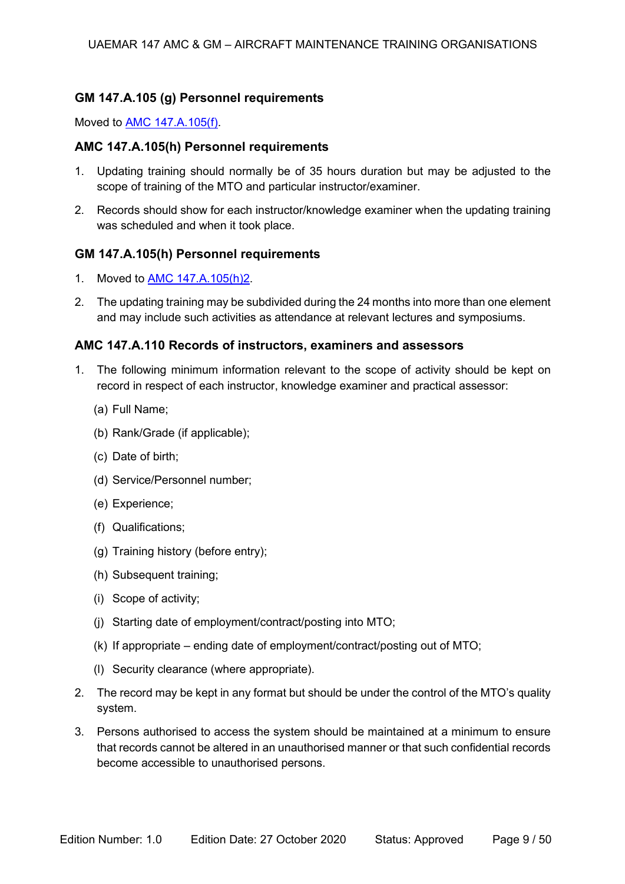### GM 147.A.105 (g) Personnel requirements

Moved to [AMC 147.A.105(f)](#).

### AMC 147.A.105(h) Personnel requirements

1. Updating training should normally be of 35 hours duration but may be adjusted to the scope of training of the MTO and particular instructor/examiner.
2. Records should show for each instructor/knowledge examiner when the updating training was scheduled and when it took place.

### GM 147.A.105(h) Personnel requirements

1. Moved to [AMC 147.A.105(h)2](#).
2. The updating training may be subdivided during the 24 months into more than one element and may include such activities as attendance at relevant lectures and symposiums.

### AMC 147.A.110 Records of instructors, examiners and assessors

1. The following minimum information relevant to the scope of activity should be kept on record in respect of each instructor, knowledge examiner and practical assessor:
   (a) Full Name;
   (b) Rank/Grade (if applicable);
   (c) Date of birth;
   (d) Service/Personnel number;
   (e) Experience;
   (f) Qualifications;
   (g) Training history (before entry);
   (h) Subsequent training;
   (i) Scope of activity;
   (j) Starting date of employment/contract/posting into MTO;
   (k) If appropriate – ending date of employment/contract/posting out of MTO;
   (l) Security clearance (where appropriate).
2. The record may be kept in any format but should be under the control of the MTO's quality system.
3. Persons authorised to access the system should be maintained at a minimum to ensure that records cannot be altered in an unauthorised manner or that such confidential records become accessible to unauthorised persons.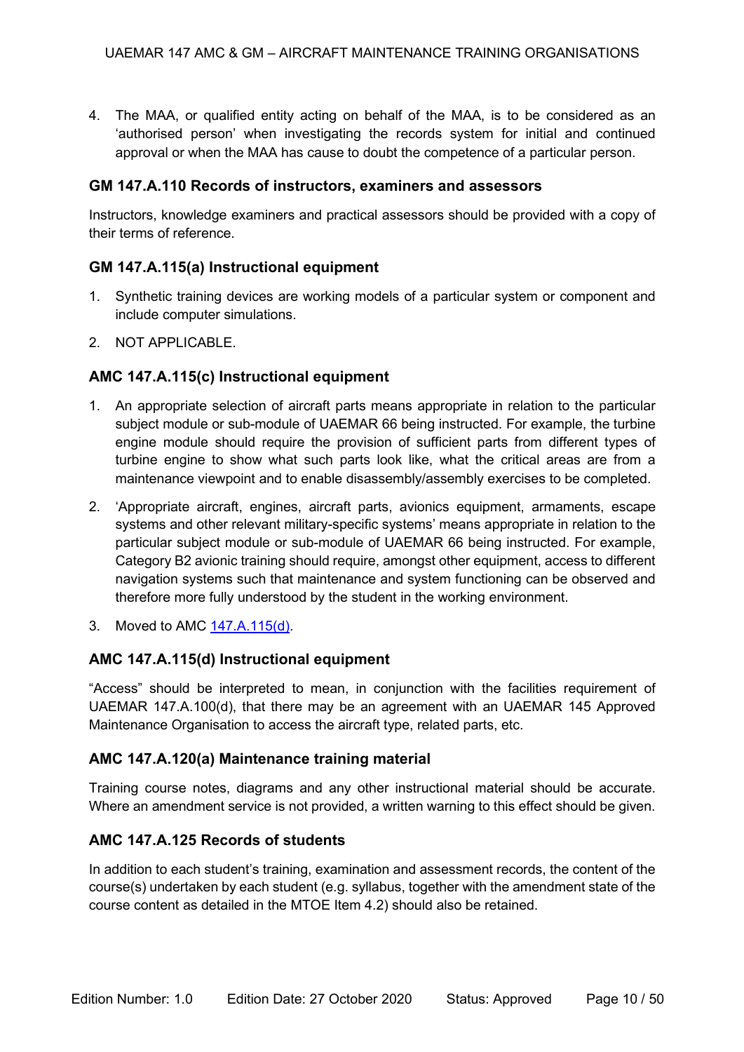4. The MAA, or qualified entity acting on behalf of the MAA, is to be considered as an 'authorised person' when investigating the records system for initial and continued approval or when the MAA has cause to doubt the competence of a particular person.

### GM 147.A.110 Records of instructors, examiners and assessors

Instructors, knowledge examiners and practical assessors should be provided with a copy of their terms of reference.

### GM 147.A.115(a) Instructional equipment

1. Synthetic training devices are working models of a particular system or component and include computer simulations.
2. NOT APPLICABLE.

### AMC 147.A.115(c) Instructional equipment

1. An appropriate selection of aircraft parts means appropriate in relation to the particular subject module or sub-module of UAEMAR 66 being instructed. For example, the turbine engine module should require the provision of sufficient parts from different types of turbine engine to show what such parts look like, what the critical areas are from a maintenance viewpoint and to enable disassembly/assembly exercises to be completed.
2. 'Appropriate aircraft, engines, aircraft parts, avionics equipment, armaments, escape systems and other relevant military-specific systems' means appropriate in relation to the particular subject module or sub-module of UAEMAR 66 being instructed. For example, Category B2 avionic training should require, amongst other equipment, access to different navigation systems such that maintenance and system functioning can be observed and therefore more fully understood by the student in the working environment.
3. Moved to AMC 147.A.115(d).

### AMC 147.A.115(d) Instructional equipment

"Access" should be interpreted to mean, in conjunction with the facilities requirement of UAEMAR 147.A.100(d), that there may be an agreement with an UAEMAR 145 Approved Maintenance Organisation to access the aircraft type, related parts, etc.

### AMC 147.A.120(a) Maintenance training material

Training course notes, diagrams and any other instructional material should be accurate. Where an amendment service is not provided, a written warning to this effect should be given.

### AMC 147.A.125 Records of students

In addition to each student's training, examination and assessment records, the content of the course(s) undertaken by each student (e.g. syllabus, together with the amendment state of the course content as detailed in the MTOE Item 4.2) should also be retained.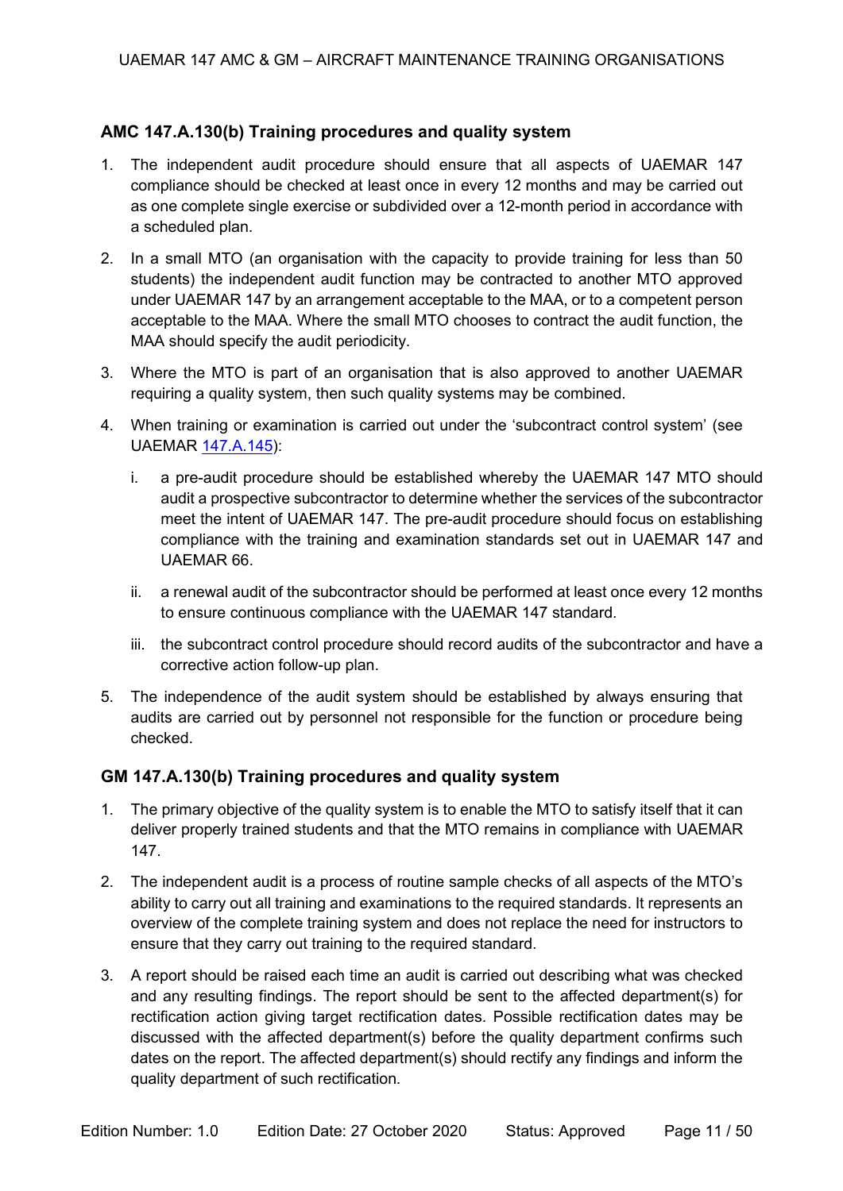### AMC 147.A.130(b) Training procedures and quality system

1. The independent audit procedure should ensure that all aspects of UAEMAR 147 compliance should be checked at least once in every 12 months and may be carried out as one complete single exercise or subdivided over a 12-month period in accordance with a scheduled plan.

2. In a small MTO (an organisation with the capacity to provide training for less than 50 students) the independent audit function may be contracted to another MTO approved under UAEMAR 147 by an arrangement acceptable to the MAA, or to a competent person acceptable to the MAA. Where the small MTO chooses to contract the audit function, the MAA should specify the audit periodicity.

3. Where the MTO is part of an organisation that is also approved to another UAEMAR requiring a quality system, then such quality systems may be combined.

4. When training or examination is carried out under the 'subcontract control system' (see UAEMAR 147.A.145):

   i. a pre-audit procedure should be established whereby the UAEMAR 147 MTO should audit a prospective subcontractor to determine whether the services of the subcontractor meet the intent of UAEMAR 147. The pre-audit procedure should focus on establishing compliance with the training and examination standards set out in UAEMAR 147 and UAEMAR 66.

   ii. a renewal audit of the subcontractor should be performed at least once every 12 months to ensure continuous compliance with the UAEMAR 147 standard.

   iii. the subcontract control procedure should record audits of the subcontractor and have a corrective action follow-up plan.

5. The independence of the audit system should be established by always ensuring that audits are carried out by personnel not responsible for the function or procedure being checked.

### GM 147.A.130(b) Training procedures and quality system

1. The primary objective of the quality system is to enable the MTO to satisfy itself that it can deliver properly trained students and that the MTO remains in compliance with UAEMAR 147.

2. The independent audit is a process of routine sample checks of all aspects of the MTO's ability to carry out all training and examinations to the required standards. It represents an overview of the complete training system and does not replace the need for instructors to ensure that they carry out training to the required standard.

3. A report should be raised each time an audit is carried out describing what was checked and any resulting findings. The report should be sent to the affected department(s) for rectification action giving target rectification dates. Possible rectification dates may be discussed with the affected department(s) before the quality department confirms such dates on the report. The affected department(s) should rectify any findings and inform the quality department of such rectification.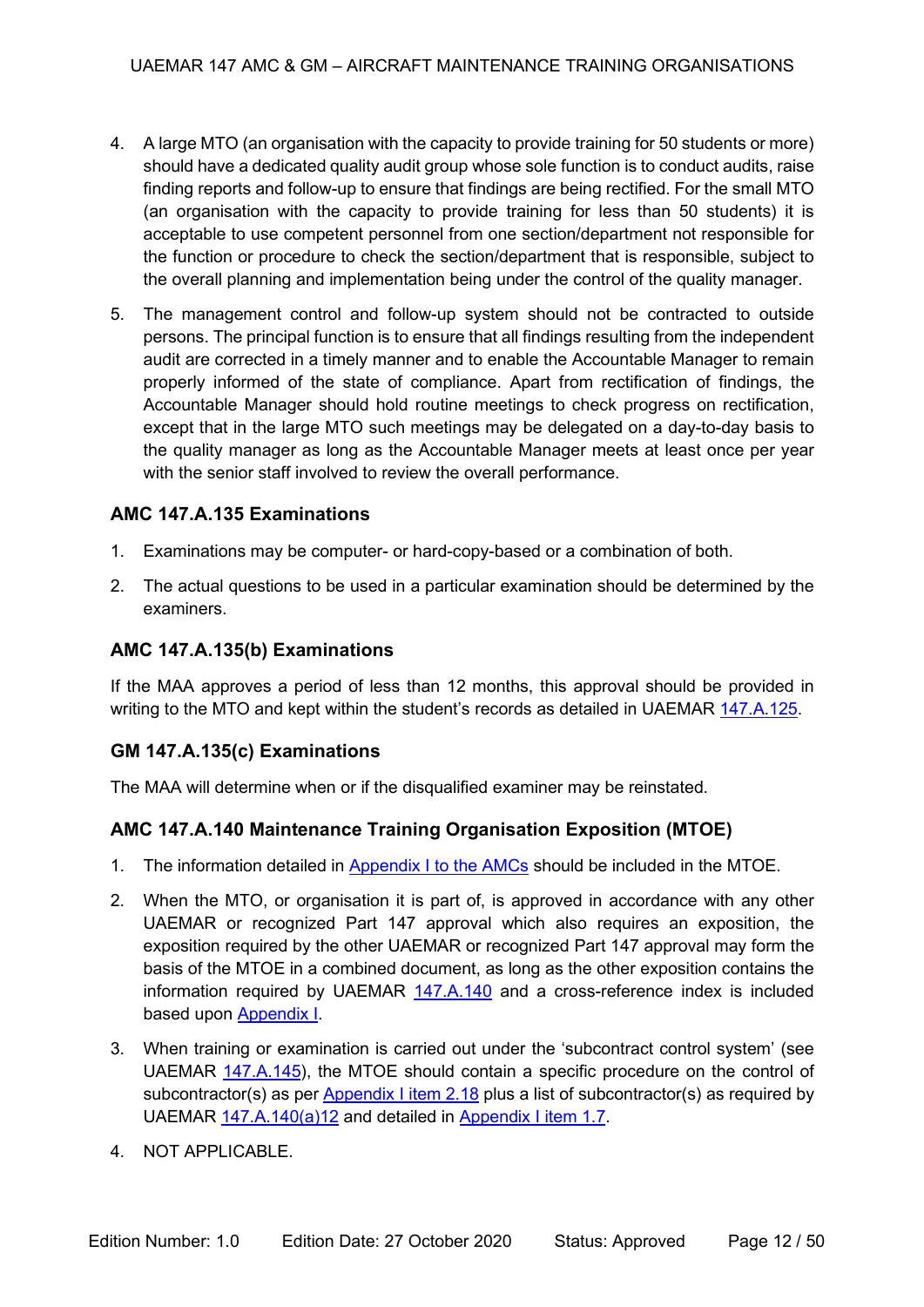4. A large MTO (an organisation with the capacity to provide training for 50 students or more) should have a dedicated quality audit group whose sole function is to conduct audits, raise finding reports and follow-up to ensure that findings are being rectified. For the small MTO (an organisation with the capacity to provide training for less than 50 students) it is acceptable to use competent personnel from one section/department not responsible for the function or procedure to check the section/department that is responsible, subject to the overall planning and implementation being under the control of the quality manager.

5. The management control and follow-up system should not be contracted to outside persons. The principal function is to ensure that all findings resulting from the independent audit are corrected in a timely manner and to enable the Accountable Manager to remain properly informed of the state of compliance. Apart from rectification of findings, the Accountable Manager should hold routine meetings to check progress on rectification, except that in the large MTO such meetings may be delegated on a day-to-day basis to the quality manager as long as the Accountable Manager meets at least once per year with the senior staff involved to review the overall performance.

### AMC 147.A.135 Examinations

1. Examinations may be computer- or hard-copy-based or a combination of both.
2. The actual questions to be used in a particular examination should be determined by the examiners.

### AMC 147.A.135(b) Examinations

If the MAA approves a period of less than 12 months, this approval should be provided in writing to the MTO and kept within the student's records as detailed in UAEMAR 147.A.125.

### GM 147.A.135(c) Examinations

The MAA will determine when or if the disqualified examiner may be reinstated.

### AMC 147.A.140 Maintenance Training Organisation Exposition (MTOE)

1. The information detailed in Appendix I to the AMCs should be included in the MTOE.
2. When the MTO, or organisation it is part of, is approved in accordance with any other UAEMAR or recognized Part 147 approval which also requires an exposition, the exposition required by the other UAEMAR or recognized Part 147 approval may form the basis of the MTOE in a combined document, as long as the other exposition contains the information required by UAEMAR 147.A.140 and a cross-reference index is included based upon Appendix I.
3. When training or examination is carried out under the 'subcontract control system' (see UAEMAR 147.A.145), the MTOE should contain a specific procedure on the control of subcontractor(s) as per Appendix I item 2.18 plus a list of subcontractor(s) as required by UAEMAR 147.A.140(a)12 and detailed in Appendix I item 1.7.
4. NOT APPLICABLE.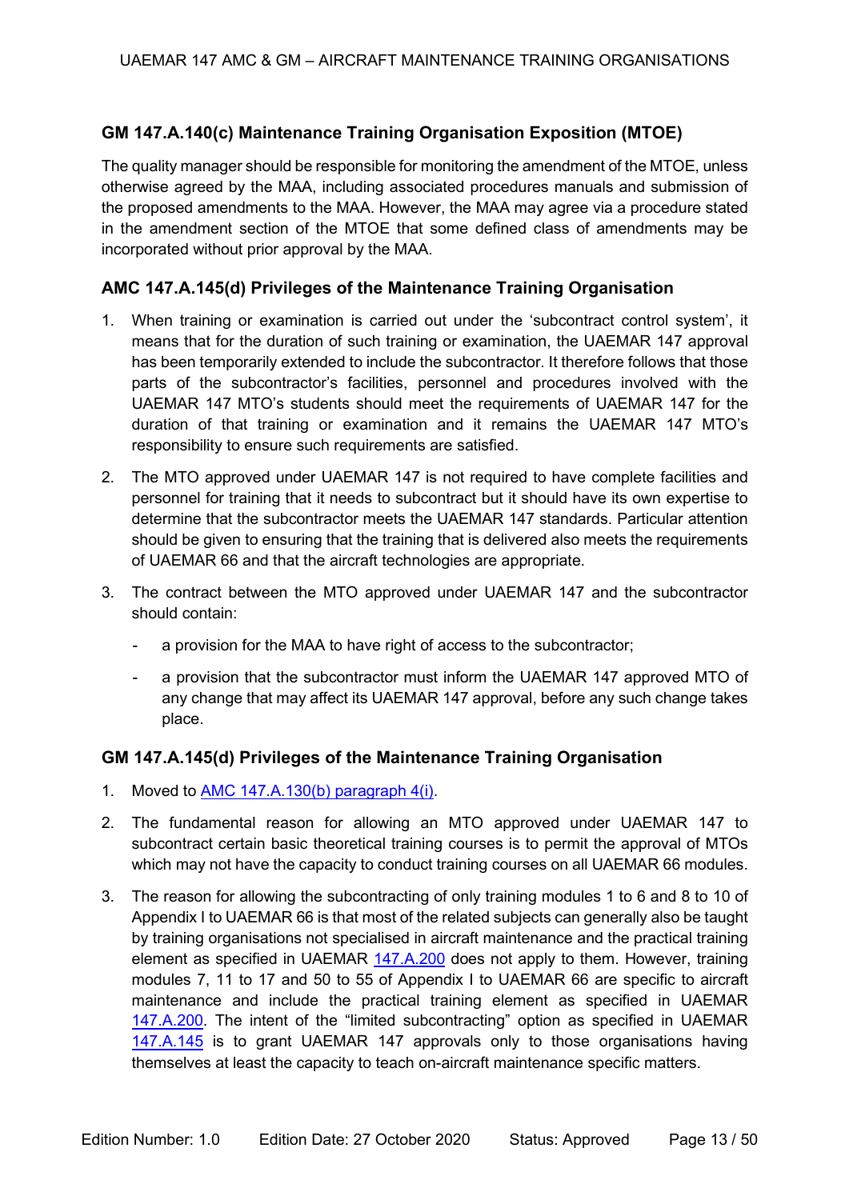## GM 147.A.140(c) Maintenance Training Organisation Exposition (MTOE)

The quality manager should be responsible for monitoring the amendment of the MTOE, unless otherwise agreed by the MAA, including associated procedures manuals and submission of the proposed amendments to the MAA. However, the MAA may agree via a procedure stated in the amendment section of the MTOE that some defined class of amendments may be incorporated without prior approval by the MAA.

## AMC 147.A.145(d) Privileges of the Maintenance Training Organisation

1. When training or examination is carried out under the 'subcontract control system', it means that for the duration of such training or examination, the UAEMAR 147 approval has been temporarily extended to include the subcontractor. It therefore follows that those parts of the subcontractor's facilities, personnel and procedures involved with the UAEMAR 147 MTO's students should meet the requirements of UAEMAR 147 for the duration of that training or examination and it remains the UAEMAR 147 MTO's responsibility to ensure such requirements are satisfied.
2. The MTO approved under UAEMAR 147 is not required to have complete facilities and personnel for training that it needs to subcontract but it should have its own expertise to determine that the subcontractor meets the UAEMAR 147 standards. Particular attention should be given to ensuring that the training that is delivered also meets the requirements of UAEMAR 66 and that the aircraft technologies are appropriate.
3. The contract between the MTO approved under UAEMAR 147 and the subcontractor should contain:
   - a provision for the MAA to have right of access to the subcontractor;
   - a provision that the subcontractor must inform the UAEMAR 147 approved MTO of any change that may affect its UAEMAR 147 approval, before any such change takes place.

## GM 147.A.145(d) Privileges of the Maintenance Training Organisation

1. Moved to AMC 147.A.130(b) paragraph 4(i).
2. The fundamental reason for allowing an MTO approved under UAEMAR 147 to subcontract certain basic theoretical training courses is to permit the approval of MTOs which may not have the capacity to conduct training courses on all UAEMAR 66 modules.
3. The reason for allowing the subcontracting of only training modules 1 to 6 and 8 to 10 of Appendix I to UAEMAR 66 is that most of the related subjects can generally also be taught by training organisations not specialised in aircraft maintenance and the practical training element as specified in UAEMAR 147.A.200 does not apply to them. However, training modules 7, 11 to 17 and 50 to 55 of Appendix I to UAEMAR 66 are specific to aircraft maintenance and include the practical training element as specified in UAEMAR 147.A.200. The intent of the "limited subcontracting" option as specified in UAEMAR 147.A.145 is to grant UAEMAR 147 approvals only to those organisations having themselves at least the capacity to teach on-aircraft maintenance specific matters.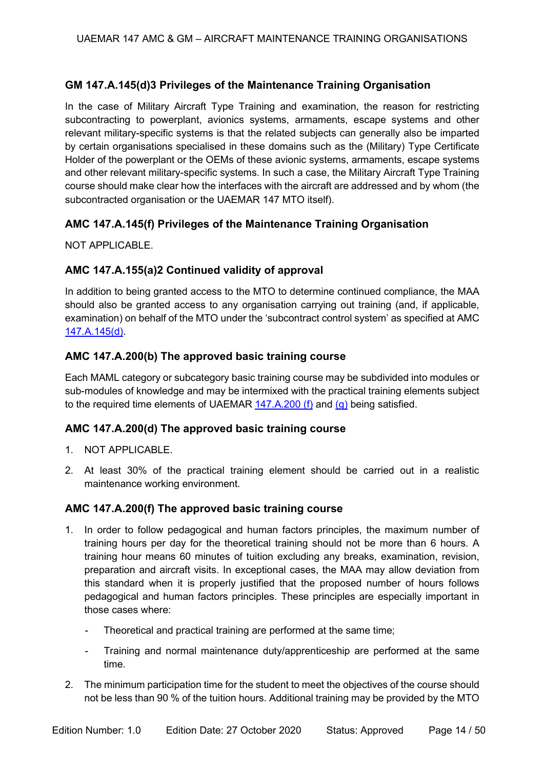### GM 147.A.145(d)3 Privileges of the Maintenance Training Organisation

In the case of Military Aircraft Type Training and examination, the reason for restricting subcontracting to powerplant, avionics systems, armaments, escape systems and other relevant military-specific systems is that the related subjects can generally also be imparted by certain organisations specialised in these domains such as the (Military) Type Certificate Holder of the powerplant or the OEMs of these avionic systems, armaments, escape systems and other relevant military-specific systems. In such a case, the Military Aircraft Type Training course should make clear how the interfaces with the aircraft are addressed and by whom (the subcontracted organisation or the UAEMAR 147 MTO itself).

### AMC 147.A.145(f) Privileges of the Maintenance Training Organisation

NOT APPLICABLE.

### AMC 147.A.155(a)2 Continued validity of approval

In addition to being granted access to the MTO to determine continued compliance, the MAA should also be granted access to any organisation carrying out training (and, if applicable, examination) on behalf of the MTO under the 'subcontract control system' as specified at AMC 147.A.145(d).

### AMC 147.A.200(b) The approved basic training course

Each MAML category or subcategory basic training course may be subdivided into modules or sub-modules of knowledge and may be intermixed with the practical training elements subject to the required time elements of UAEMAR 147.A.200 (f) and (g) being satisfied.

### AMC 147.A.200(d) The approved basic training course

1. NOT APPLICABLE.
2. At least 30% of the practical training element should be carried out in a realistic maintenance working environment.

### AMC 147.A.200(f) The approved basic training course

1. In order to follow pedagogical and human factors principles, the maximum number of training hours per day for the theoretical training should not be more than 6 hours. A training hour means 60 minutes of tuition excluding any breaks, examination, revision, preparation and aircraft visits. In exceptional cases, the MAA may allow deviation from this standard when it is properly justified that the proposed number of hours follows pedagogical and human factors principles. These principles are especially important in those cases where:
   - Theoretical and practical training are performed at the same time;
   - Training and normal maintenance duty/apprenticeship are performed at the same time.
2. The minimum participation time for the student to meet the objectives of the course should not be less than 90 % of the tuition hours. Additional training may be provided by the MTO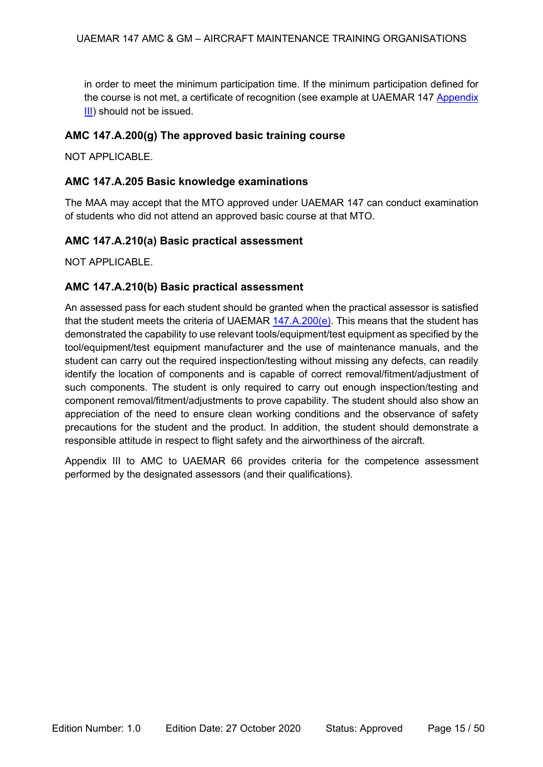in order to meet the minimum participation time. If the minimum participation defined for the course is not met, a certificate of recognition (see example at UAEMAR 147 Appendix III) should not be issued.

### AMC 147.A.200(g) The approved basic training course

NOT APPLICABLE.

### AMC 147.A.205 Basic knowledge examinations

The MAA may accept that the MTO approved under UAEMAR 147 can conduct examination of students who did not attend an approved basic course at that MTO.

### AMC 147.A.210(a) Basic practical assessment

NOT APPLICABLE.

### AMC 147.A.210(b) Basic practical assessment

An assessed pass for each student should be granted when the practical assessor is satisfied that the student meets the criteria of UAEMAR 147.A.200(e). This means that the student has demonstrated the capability to use relevant tools/equipment/test equipment as specified by the tool/equipment/test equipment manufacturer and the use of maintenance manuals, and the student can carry out the required inspection/testing without missing any defects, can readily identify the location of components and is capable of correct removal/fitment/adjustment of such components. The student is only required to carry out enough inspection/testing and component removal/fitment/adjustments to prove capability. The student should also show an appreciation of the need to ensure clean working conditions and the observance of safety precautions for the student and the product. In addition, the student should demonstrate a responsible attitude in respect to flight safety and the airworthiness of the aircraft.

Appendix III to AMC to UAEMAR 66 provides criteria for the competence assessment performed by the designated assessors (and their qualifications).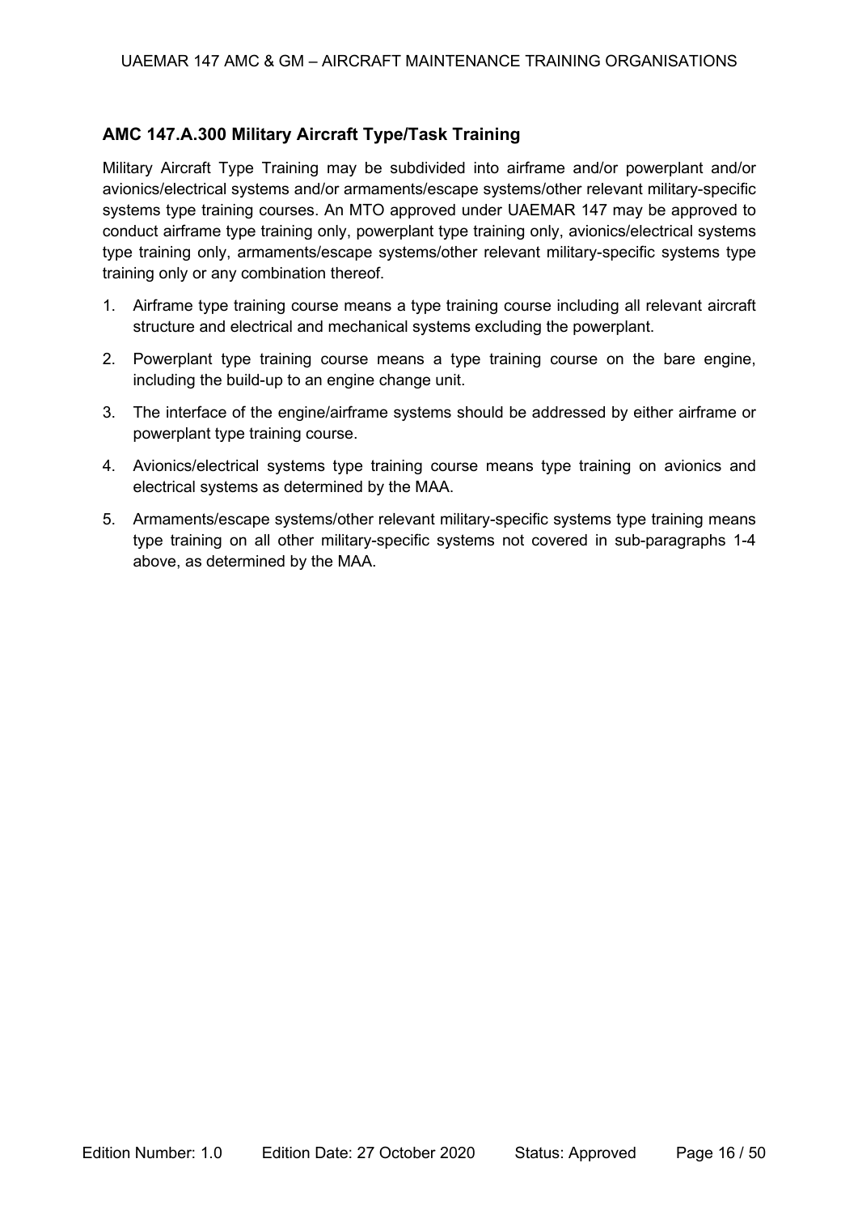## AMC 147.A.300 Military Aircraft Type/Task Training

Military Aircraft Type Training may be subdivided into airframe and/or powerplant and/or avionics/electrical systems and/or armaments/escape systems/other relevant military-specific systems type training courses. An MTO approved under UAEMAR 147 may be approved to conduct airframe type training only, powerplant type training only, avionics/electrical systems type training only, armaments/escape systems/other relevant military-specific systems type training only or any combination thereof.

1. Airframe type training course means a type training course including all relevant aircraft structure and electrical and mechanical systems excluding the powerplant.
2. Powerplant type training course means a type training course on the bare engine, including the build-up to an engine change unit.
3. The interface of the engine/airframe systems should be addressed by either airframe or powerplant type training course.
4. Avionics/electrical systems type training course means type training on avionics and electrical systems as determined by the MAA.
5. Armaments/escape systems/other relevant military-specific systems type training means type training on all other military-specific systems not covered in sub-paragraphs 1-4 above, as determined by the MAA.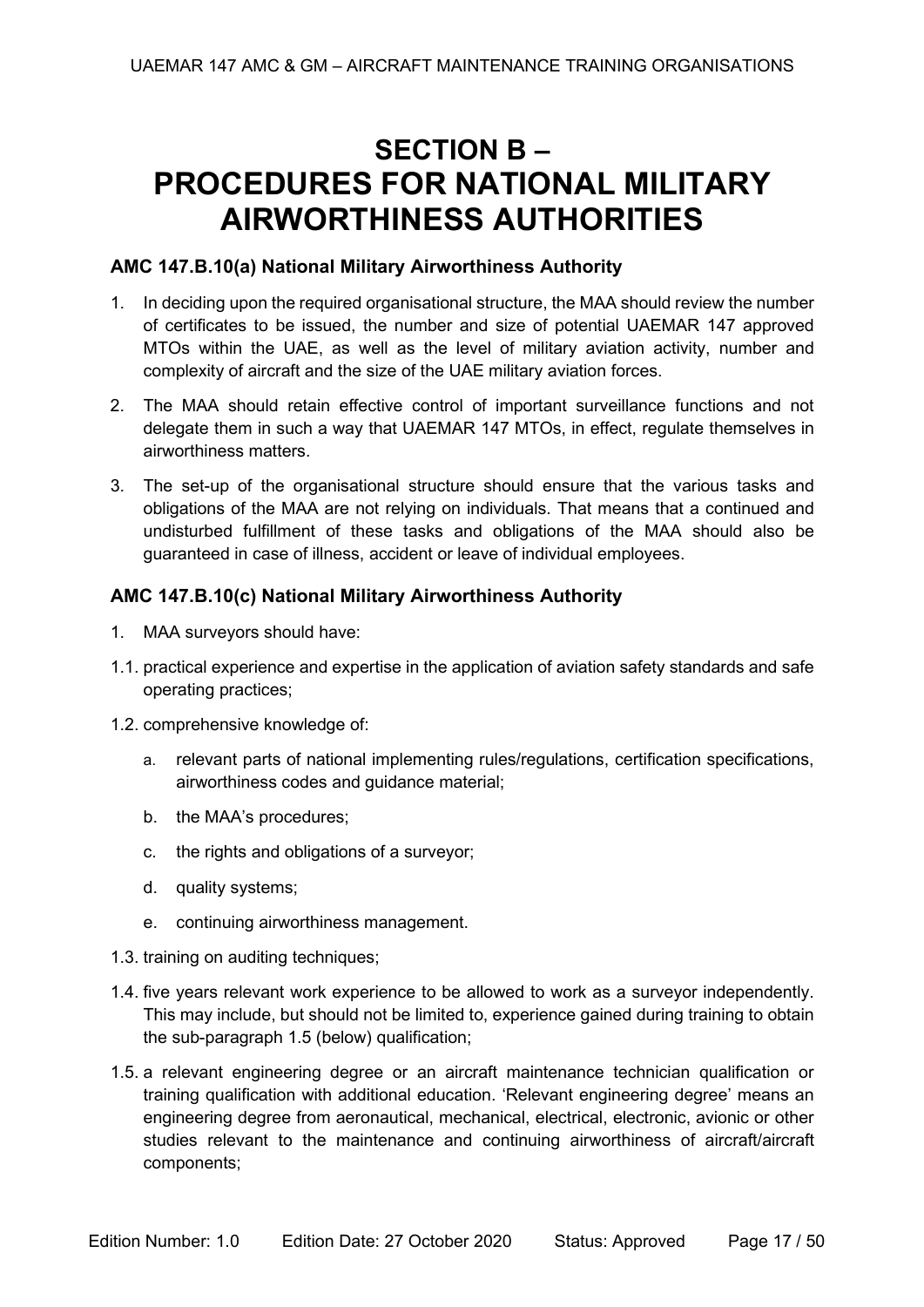# SECTION B – PROCEDURES FOR NATIONAL MILITARY AIRWORTHINESS AUTHORITIES

### AMC 147.B.10(a) National Military Airworthiness Authority

1. In deciding upon the required organisational structure, the MAA should review the number of certificates to be issued, the number and size of potential UAEMAR 147 approved MTOs within the UAE, as well as the level of military aviation activity, number and complexity of aircraft and the size of the UAE military aviation forces.

2. The MAA should retain effective control of important surveillance functions and not delegate them in such a way that UAEMAR 147 MTOs, in effect, regulate themselves in airworthiness matters.

3. The set-up of the organisational structure should ensure that the various tasks and obligations of the MAA are not relying on individuals. That means that a continued and undisturbed fulfillment of these tasks and obligations of the MAA should also be guaranteed in case of illness, accident or leave of individual employees.

### AMC 147.B.10(c) National Military Airworthiness Authority

1. MAA surveyors should have:

1.1. practical experience and expertise in the application of aviation safety standards and safe operating practices;

1.2. comprehensive knowledge of:

   a. relevant parts of national implementing rules/regulations, certification specifications, airworthiness codes and guidance material;

   b. the MAA's procedures;

   c. the rights and obligations of a surveyor;

   d. quality systems;

   e. continuing airworthiness management.

1.3. training on auditing techniques;

1.4. five years relevant work experience to be allowed to work as a surveyor independently. This may include, but should not be limited to, experience gained during training to obtain the sub-paragraph 1.5 (below) qualification;

1.5. a relevant engineering degree or an aircraft maintenance technician qualification or training qualification with additional education. 'Relevant engineering degree' means an engineering degree from aeronautical, mechanical, electrical, electronic, avionic or other studies relevant to the maintenance and continuing airworthiness of aircraft/aircraft components;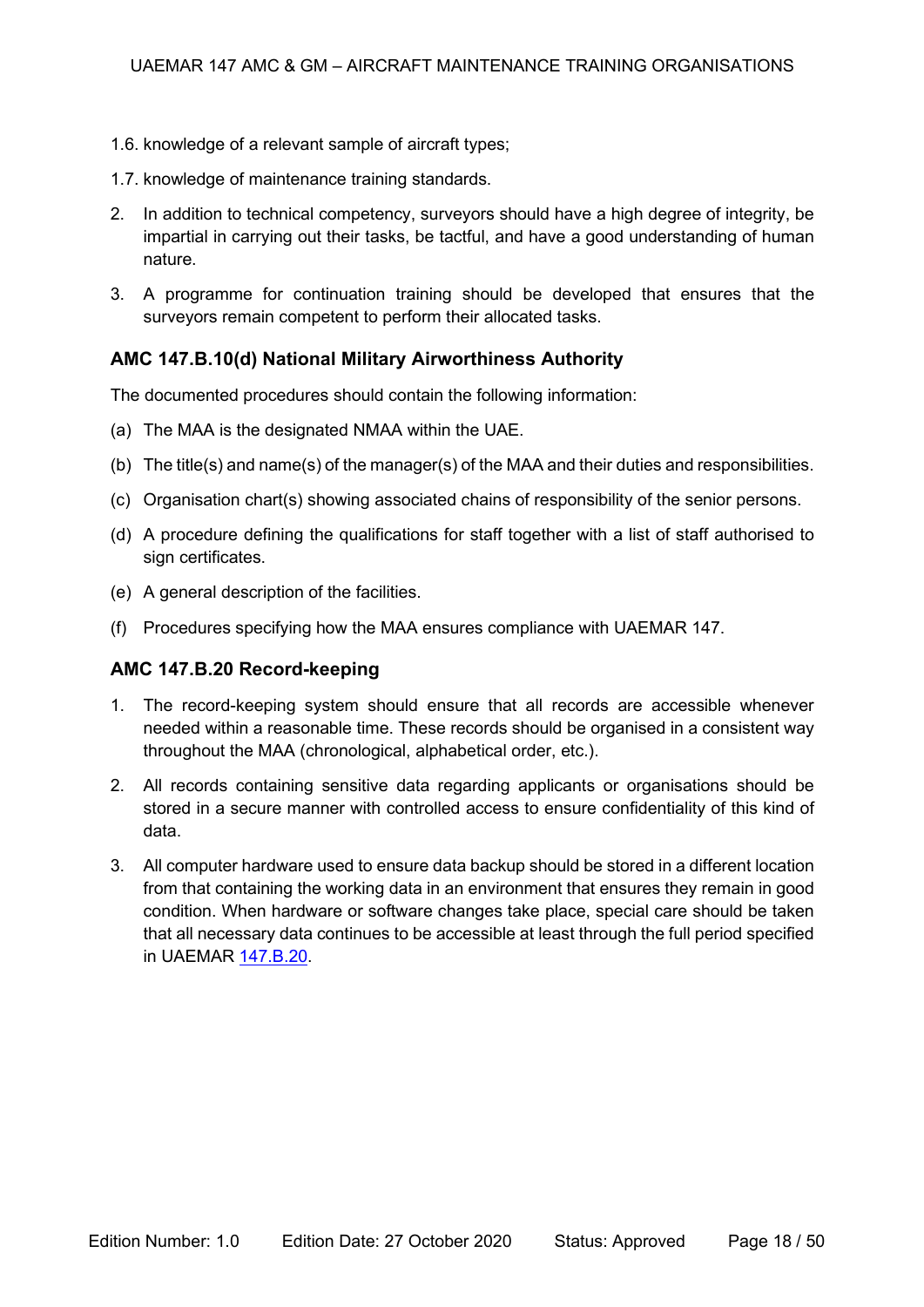1.6. knowledge of a relevant sample of aircraft types;

1.7. knowledge of maintenance training standards.

2. In addition to technical competency, surveyors should have a high degree of integrity, be impartial in carrying out their tasks, be tactful, and have a good understanding of human nature.

3. A programme for continuation training should be developed that ensures that the surveyors remain competent to perform their allocated tasks.

### AMC 147.B.10(d) National Military Airworthiness Authority

The documented procedures should contain the following information:

(a) The MAA is the designated NMAA within the UAE.

(b) The title(s) and name(s) of the manager(s) of the MAA and their duties and responsibilities.

(c) Organisation chart(s) showing associated chains of responsibility of the senior persons.

(d) A procedure defining the qualifications for staff together with a list of staff authorised to sign certificates.

(e) A general description of the facilities.

(f) Procedures specifying how the MAA ensures compliance with UAEMAR 147.

### AMC 147.B.20 Record-keeping

1. The record-keeping system should ensure that all records are accessible whenever needed within a reasonable time. These records should be organised in a consistent way throughout the MAA (chronological, alphabetical order, etc.).

2. All records containing sensitive data regarding applicants or organisations should be stored in a secure manner with controlled access to ensure confidentiality of this kind of data.

3. All computer hardware used to ensure data backup should be stored in a different location from that containing the working data in an environment that ensures they remain in good condition. When hardware or software changes take place, special care should be taken that all necessary data continues to be accessible at least through the full period specified in UAEMAR 147.B.20.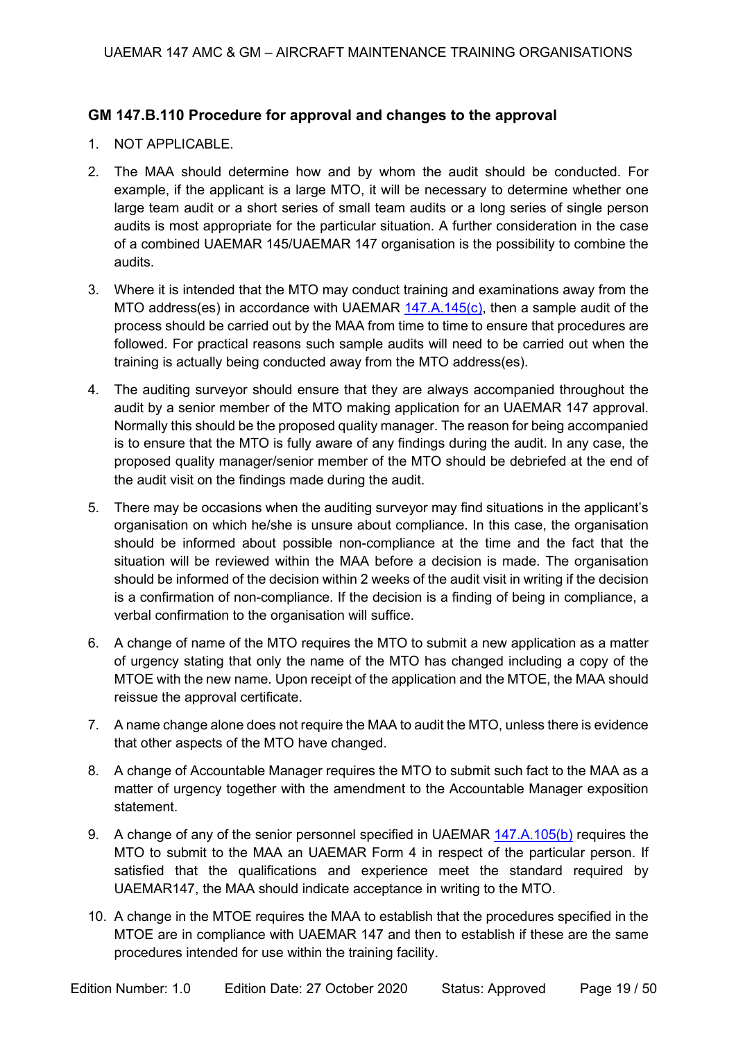### GM 147.B.110 Procedure for approval and changes to the approval

1. NOT APPLICABLE.
2. The MAA should determine how and by whom the audit should be conducted. For example, if the applicant is a large MTO, it will be necessary to determine whether one large team audit or a short series of small team audits or a long series of single person audits is most appropriate for the particular situation. A further consideration in the case of a combined UAEMAR 145/UAEMAR 147 organisation is the possibility to combine the audits.
3. Where it is intended that the MTO may conduct training and examinations away from the MTO address(es) in accordance with UAEMAR 147.A.145(c), then a sample audit of the process should be carried out by the MAA from time to time to ensure that procedures are followed. For practical reasons such sample audits will need to be carried out when the training is actually being conducted away from the MTO address(es).
4. The auditing surveyor should ensure that they are always accompanied throughout the audit by a senior member of the MTO making application for an UAEMAR 147 approval. Normally this should be the proposed quality manager. The reason for being accompanied is to ensure that the MTO is fully aware of any findings during the audit. In any case, the proposed quality manager/senior member of the MTO should be debriefed at the end of the audit visit on the findings made during the audit.
5. There may be occasions when the auditing surveyor may find situations in the applicant's organisation on which he/she is unsure about compliance. In this case, the organisation should be informed about possible non-compliance at the time and the fact that the situation will be reviewed within the MAA before a decision is made. The organisation should be informed of the decision within 2 weeks of the audit visit in writing if the decision is a confirmation of non-compliance. If the decision is a finding of being in compliance, a verbal confirmation to the organisation will suffice.
6. A change of name of the MTO requires the MTO to submit a new application as a matter of urgency stating that only the name of the MTO has changed including a copy of the MTOE with the new name. Upon receipt of the application and the MTOE, the MAA should reissue the approval certificate.
7. A name change alone does not require the MAA to audit the MTO, unless there is evidence that other aspects of the MTO have changed.
8. A change of Accountable Manager requires the MTO to submit such fact to the MAA as a matter of urgency together with the amendment to the Accountable Manager exposition statement.
9. A change of any of the senior personnel specified in UAEMAR 147.A.105(b) requires the MTO to submit to the MAA an UAEMAR Form 4 in respect of the particular person. If satisfied that the qualifications and experience meet the standard required by UAEMAR147, the MAA should indicate acceptance in writing to the MTO.
10. A change in the MTOE requires the MAA to establish that the procedures specified in the MTOE are in compliance with UAEMAR 147 and then to establish if these are the same procedures intended for use within the training facility.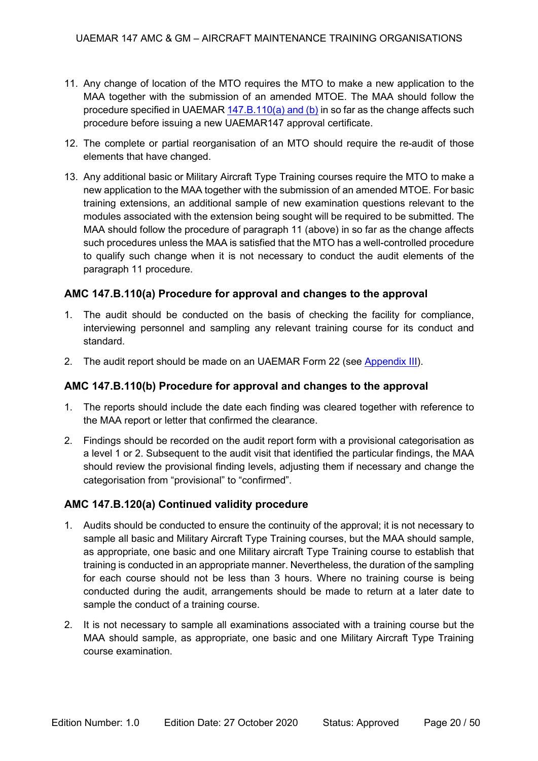11. Any change of location of the MTO requires the MTO to make a new application to the MAA together with the submission of an amended MTOE. The MAA should follow the procedure specified in UAEMAR 147.B.110(a) and (b) in so far as the change affects such procedure before issuing a new UAEMAR147 approval certificate.

12. The complete or partial reorganisation of an MTO should require the re-audit of those elements that have changed.

13. Any additional basic or Military Aircraft Type Training courses require the MTO to make a new application to the MAA together with the submission of an amended MTOE. For basic training extensions, an additional sample of new examination questions relevant to the modules associated with the extension being sought will be required to be submitted. The MAA should follow the procedure of paragraph 11 (above) in so far as the change affects such procedures unless the MAA is satisfied that the MTO has a well-controlled procedure to qualify such change when it is not necessary to conduct the audit elements of the paragraph 11 procedure.

### AMC 147.B.110(a) Procedure for approval and changes to the approval

1. The audit should be conducted on the basis of checking the facility for compliance, interviewing personnel and sampling any relevant training course for its conduct and standard.
2. The audit report should be made on an UAEMAR Form 22 (see Appendix III).

### AMC 147.B.110(b) Procedure for approval and changes to the approval

1. The reports should include the date each finding was cleared together with reference to the MAA report or letter that confirmed the clearance.
2. Findings should be recorded on the audit report form with a provisional categorisation as a level 1 or 2. Subsequent to the audit visit that identified the particular findings, the MAA should review the provisional finding levels, adjusting them if necessary and change the categorisation from “provisional” to “confirmed”.

### AMC 147.B.120(a) Continued validity procedure

1. Audits should be conducted to ensure the continuity of the approval; it is not necessary to sample all basic and Military Aircraft Type Training courses, but the MAA should sample, as appropriate, one basic and one Military aircraft Type Training course to establish that training is conducted in an appropriate manner. Nevertheless, the duration of the sampling for each course should not be less than 3 hours. Where no training course is being conducted during the audit, arrangements should be made to return at a later date to sample the conduct of a training course.
2. It is not necessary to sample all examinations associated with a training course but the MAA should sample, as appropriate, one basic and one Military Aircraft Type Training course examination.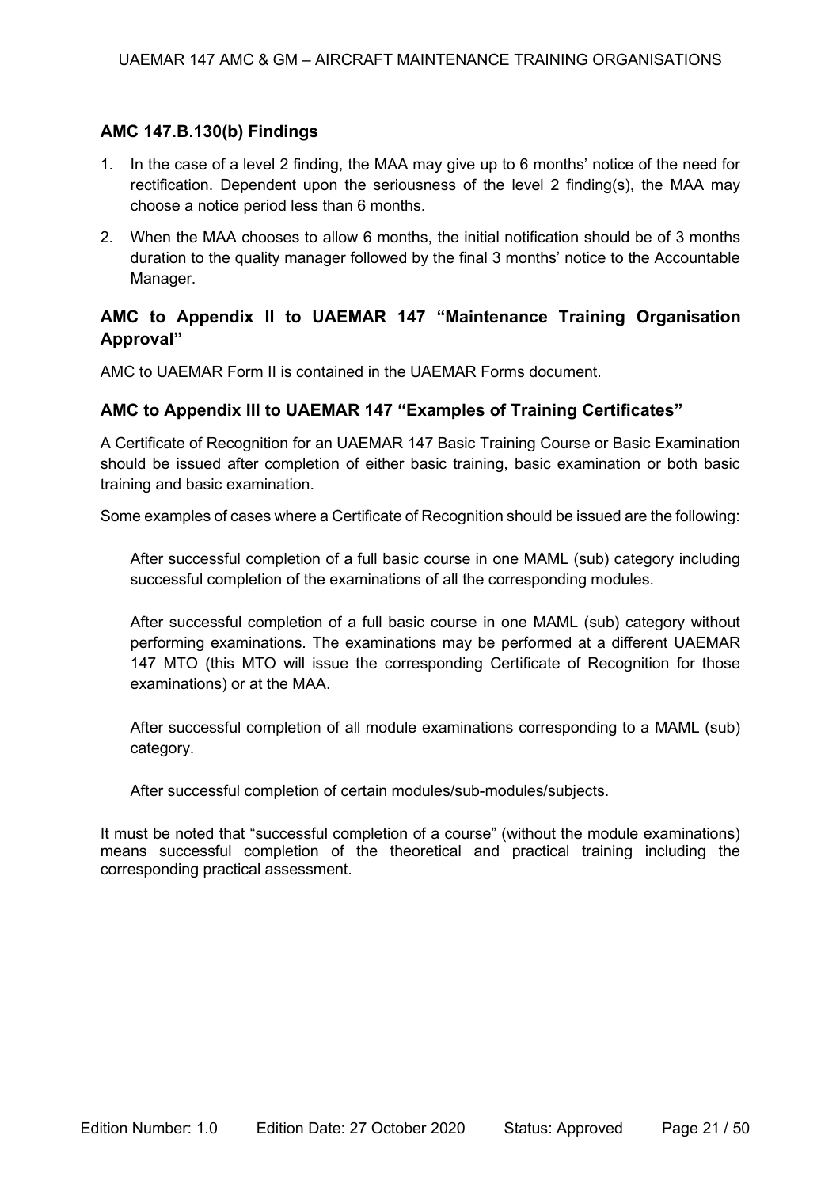### AMC 147.B.130(b) Findings

1. In the case of a level 2 finding, the MAA may give up to 6 months' notice of the need for rectification. Dependent upon the seriousness of the level 2 finding(s), the MAA may choose a notice period less than 6 months.
2. When the MAA chooses to allow 6 months, the initial notification should be of 3 months duration to the quality manager followed by the final 3 months' notice to the Accountable Manager.

### AMC to Appendix II to UAEMAR 147 "Maintenance Training Organisation Approval"

AMC to UAEMAR Form II is contained in the UAEMAR Forms document.

### AMC to Appendix III to UAEMAR 147 "Examples of Training Certificates"

A Certificate of Recognition for an UAEMAR 147 Basic Training Course or Basic Examination should be issued after completion of either basic training, basic examination or both basic training and basic examination.

Some examples of cases where a Certificate of Recognition should be issued are the following:

After successful completion of a full basic course in one MAML (sub) category including successful completion of the examinations of all the corresponding modules.

After successful completion of a full basic course in one MAML (sub) category without performing examinations. The examinations may be performed at a different UAEMAR 147 MTO (this MTO will issue the corresponding Certificate of Recognition for those examinations) or at the MAA.

After successful completion of all module examinations corresponding to a MAML (sub) category.

After successful completion of certain modules/sub-modules/subjects.

It must be noted that "successful completion of a course" (without the module examinations) means successful completion of the theoretical and practical training including the corresponding practical assessment.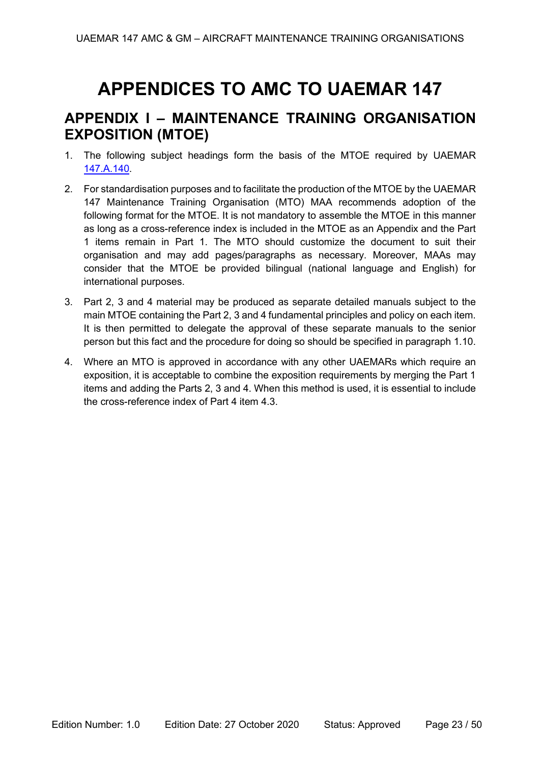# APPENDICES TO AMC TO UAEMAR 147

## APPENDIX I – MAINTENANCE TRAINING ORGANISATION EXPOSITION (MTOE)

1. The following subject headings form the basis of the MTOE required by UAEMAR 147.A.140.

2. For standardisation purposes and to facilitate the production of the MTOE by the UAEMAR 147 Maintenance Training Organisation (MTO) MAA recommends adoption of the following format for the MTOE. It is not mandatory to assemble the MTOE in this manner as long as a cross-reference index is included in the MTOE as an Appendix and the Part 1 items remain in Part 1. The MTO should customize the document to suit their organisation and may add pages/paragraphs as necessary. Moreover, MAAs may consider that the MTOE be provided bilingual (national language and English) for international purposes.

3. Part 2, 3 and 4 material may be produced as separate detailed manuals subject to the main MTOE containing the Part 2, 3 and 4 fundamental principles and policy on each item. It is then permitted to delegate the approval of these separate manuals to the senior person but this fact and the procedure for doing so should be specified in paragraph 1.10.

4. Where an MTO is approved in accordance with any other UAEMARs which require an exposition, it is acceptable to combine the exposition requirements by merging the Part 1 items and adding the Parts 2, 3 and 4. When this method is used, it is essential to include the cross-reference index of Part 4 item 4.3.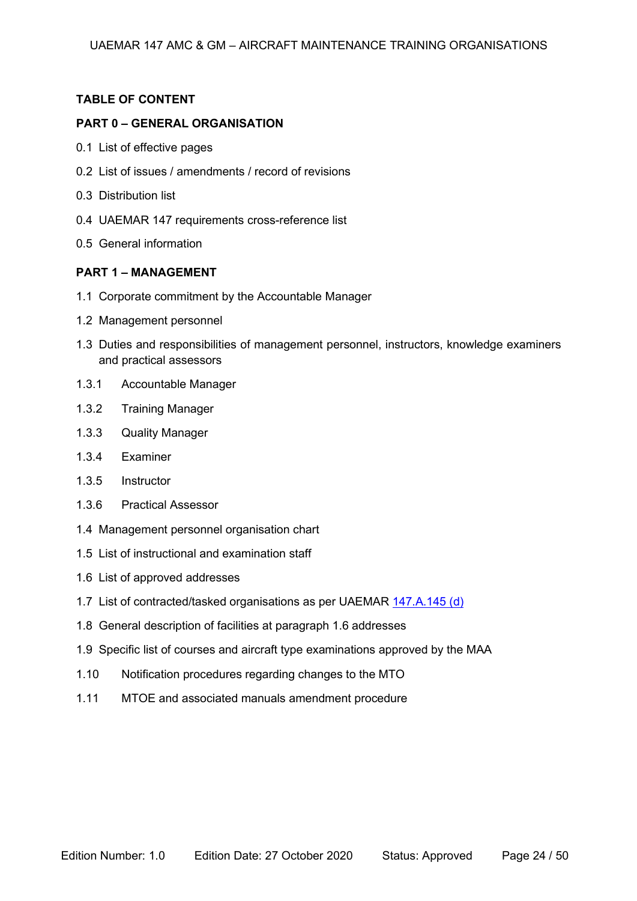**TABLE OF CONTENT**

**PART 0 – GENERAL ORGANISATION**

0.1 List of effective pages

0.2 List of issues / amendments / record of revisions

0.3 Distribution list

0.4 UAEMAR 147 requirements cross-reference list

0.5 General information

**PART 1 – MANAGEMENT**

1.1 Corporate commitment by the Accountable Manager

1.2 Management personnel

1.3 Duties and responsibilities of management personnel, instructors, knowledge examiners and practical assessors

1.3.1 Accountable Manager

1.3.2 Training Manager

1.3.3 Quality Manager

1.3.4 Examiner

1.3.5 Instructor

1.3.6 Practical Assessor

1.4 Management personnel organisation chart

1.5 List of instructional and examination staff

1.6 List of approved addresses

1.7 List of contracted/tasked organisations as per UAEMAR 147.A.145 (d)

1.8 General description of facilities at paragraph 1.6 addresses

1.9 Specific list of courses and aircraft type examinations approved by the MAA

1.10 Notification procedures regarding changes to the MTO

1.11 MTOE and associated manuals amendment procedure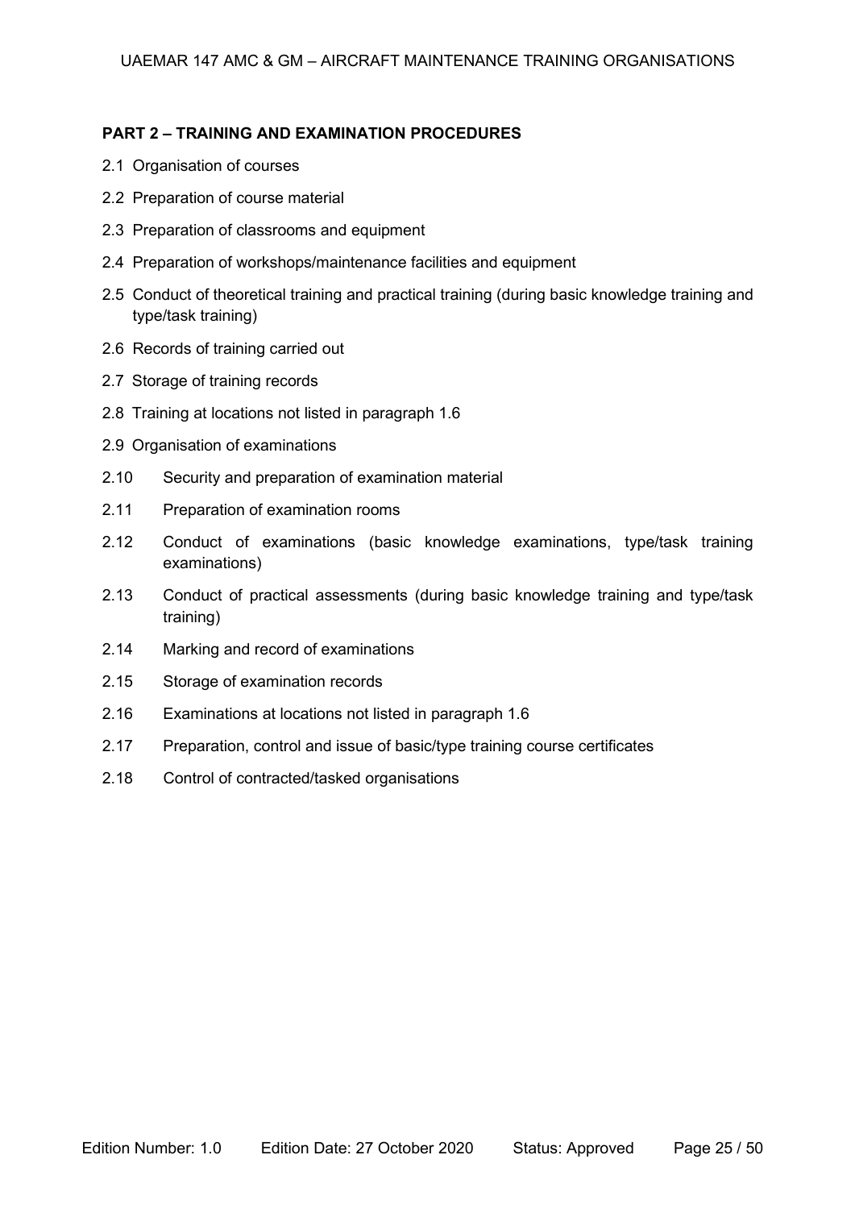**PART 2 – TRAINING AND EXAMINATION PROCEDURES**

2.1 Organisation of courses

2.2 Preparation of course material

2.3 Preparation of classrooms and equipment

2.4 Preparation of workshops/maintenance facilities and equipment

2.5 Conduct of theoretical training and practical training (during basic knowledge training and type/task training)

2.6 Records of training carried out

2.7 Storage of training records

2.8 Training at locations not listed in paragraph 1.6

2.9 Organisation of examinations

2.10 Security and preparation of examination material

2.11 Preparation of examination rooms

2.12 Conduct of examinations (basic knowledge examinations, type/task training examinations)

2.13 Conduct of practical assessments (during basic knowledge training and type/task training)

2.14 Marking and record of examinations

2.15 Storage of examination records

2.16 Examinations at locations not listed in paragraph 1.6

2.17 Preparation, control and issue of basic/type training course certificates

2.18 Control of contracted/tasked organisations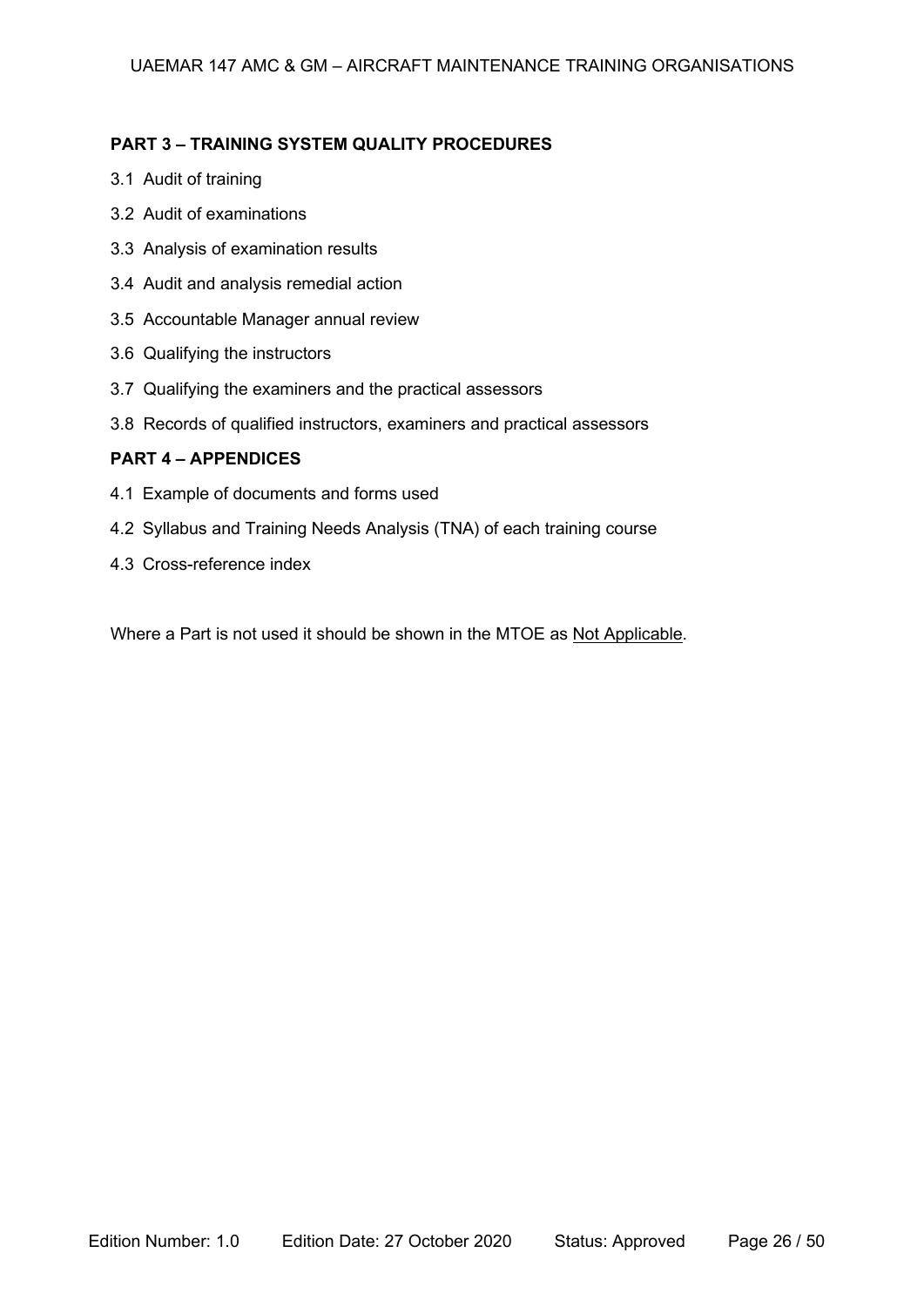**PART 3 – TRAINING SYSTEM QUALITY PROCEDURES**

3.1 Audit of training

3.2 Audit of examinations

3.3 Analysis of examination results

3.4 Audit and analysis remedial action

3.5 Accountable Manager annual review

3.6 Qualifying the instructors

3.7 Qualifying the examiners and the practical assessors

3.8 Records of qualified instructors, examiners and practical assessors

**PART 4 – APPENDICES**

4.1 Example of documents and forms used

4.2 Syllabus and Training Needs Analysis (TNA) of each training course

4.3 Cross-reference index

Where a Part is not used it should be shown in the MTOE as Not Applicable.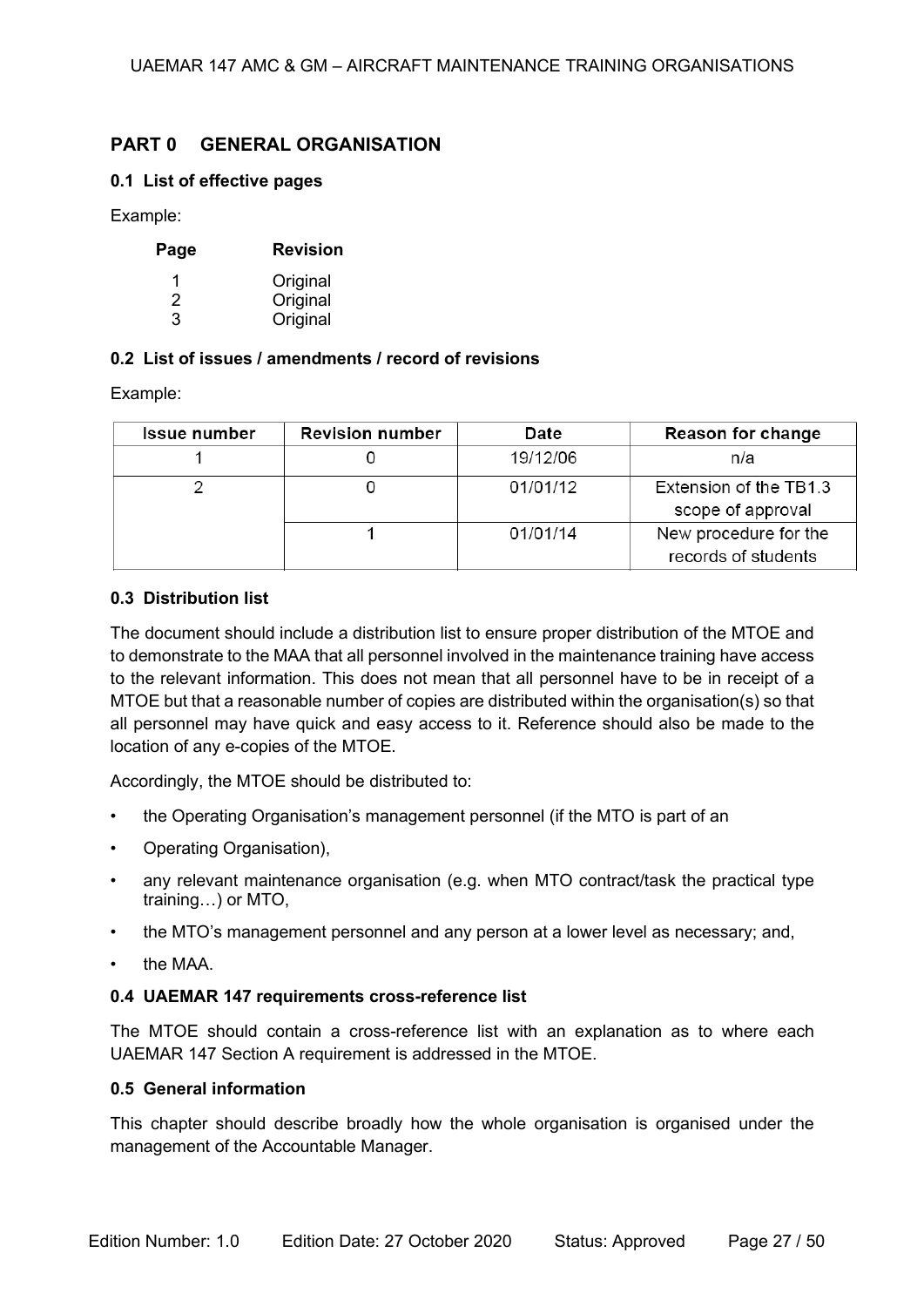## PART 0 GENERAL ORGANISATION

### 0.1 List of effective pages

Example:

| Page | Revision |
|---|---|
| 1 | Original |
| 2 | Original |
| 3 | Original |

### 0.2 List of issues / amendments / record of revisions

Example:

| Issue number | Revision number | Date | Reason for change |
|---|---|---|---|
| 1 | 0 | 19/12/06 | n/a |
| 2 | 0 | 01/01/12 | Extension of the TB1.3 scope of approval |
| | 1 | 01/01/14 | New procedure for the records of students |

### 0.3 Distribution list

The document should include a distribution list to ensure proper distribution of the MTOE and to demonstrate to the MAA that all personnel involved in the maintenance training have access to the relevant information. This does not mean that all personnel have to be in receipt of a MTOE but that a reasonable number of copies are distributed within the organisation(s) so that all personnel may have quick and easy access to it. Reference should also be made to the location of any e-copies of the MTOE.

Accordingly, the MTOE should be distributed to:

- the Operating Organisation's management personnel (if the MTO is part of an
- Operating Organisation),
- any relevant maintenance organisation (e.g. when MTO contract/task the practical type training…) or MTO,
- the MTO's management personnel and any person at a lower level as necessary; and,
- the MAA.

### 0.4 UAEMAR 147 requirements cross-reference list

The MTOE should contain a cross-reference list with an explanation as to where each UAEMAR 147 Section A requirement is addressed in the MTOE.

### 0.5 General information

This chapter should describe broadly how the whole organisation is organised under the management of the Accountable Manager.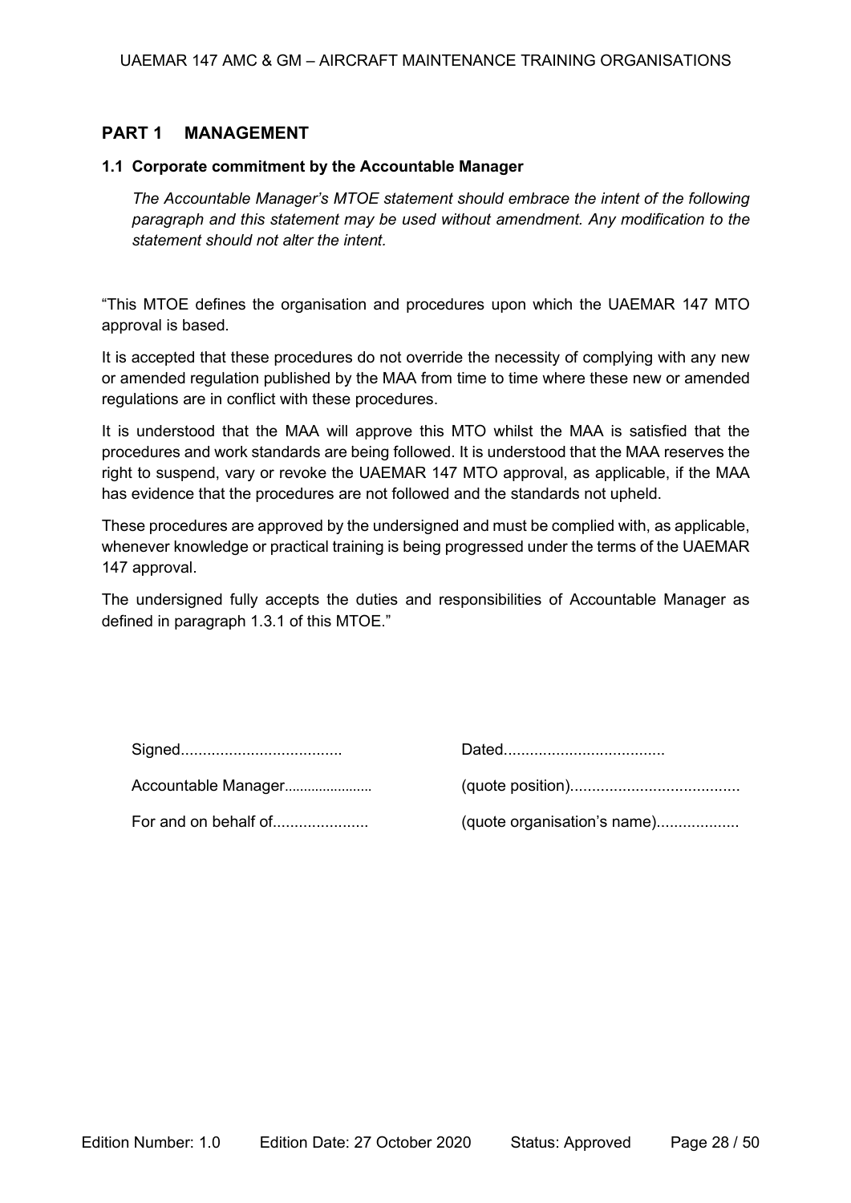## PART 1 MANAGEMENT

### 1.1 Corporate commitment by the Accountable Manager

*The Accountable Manager's MTOE statement should embrace the intent of the following paragraph and this statement may be used without amendment. Any modification to the statement should not alter the intent.*

"This MTOE defines the organisation and procedures upon which the UAEMAR 147 MTO approval is based.

It is accepted that these procedures do not override the necessity of complying with any new or amended regulation published by the MAA from time to time where these new or amended regulations are in conflict with these procedures.

It is understood that the MAA will approve this MTO whilst the MAA is satisfied that the procedures and work standards are being followed. It is understood that the MAA reserves the right to suspend, vary or revoke the UAEMAR 147 MTO approval, as applicable, if the MAA has evidence that the procedures are not followed and the standards not upheld.

These procedures are approved by the undersigned and must be complied with, as applicable, whenever knowledge or practical training is being progressed under the terms of the UAEMAR 147 approval.

The undersigned fully accepts the duties and responsibilities of Accountable Manager as defined in paragraph 1.3.1 of this MTOE."

Signed.................................... Dated....................................

Accountable Manager...................... (quote position)......................................

For and on behalf of..................... (quote organisation's name)..................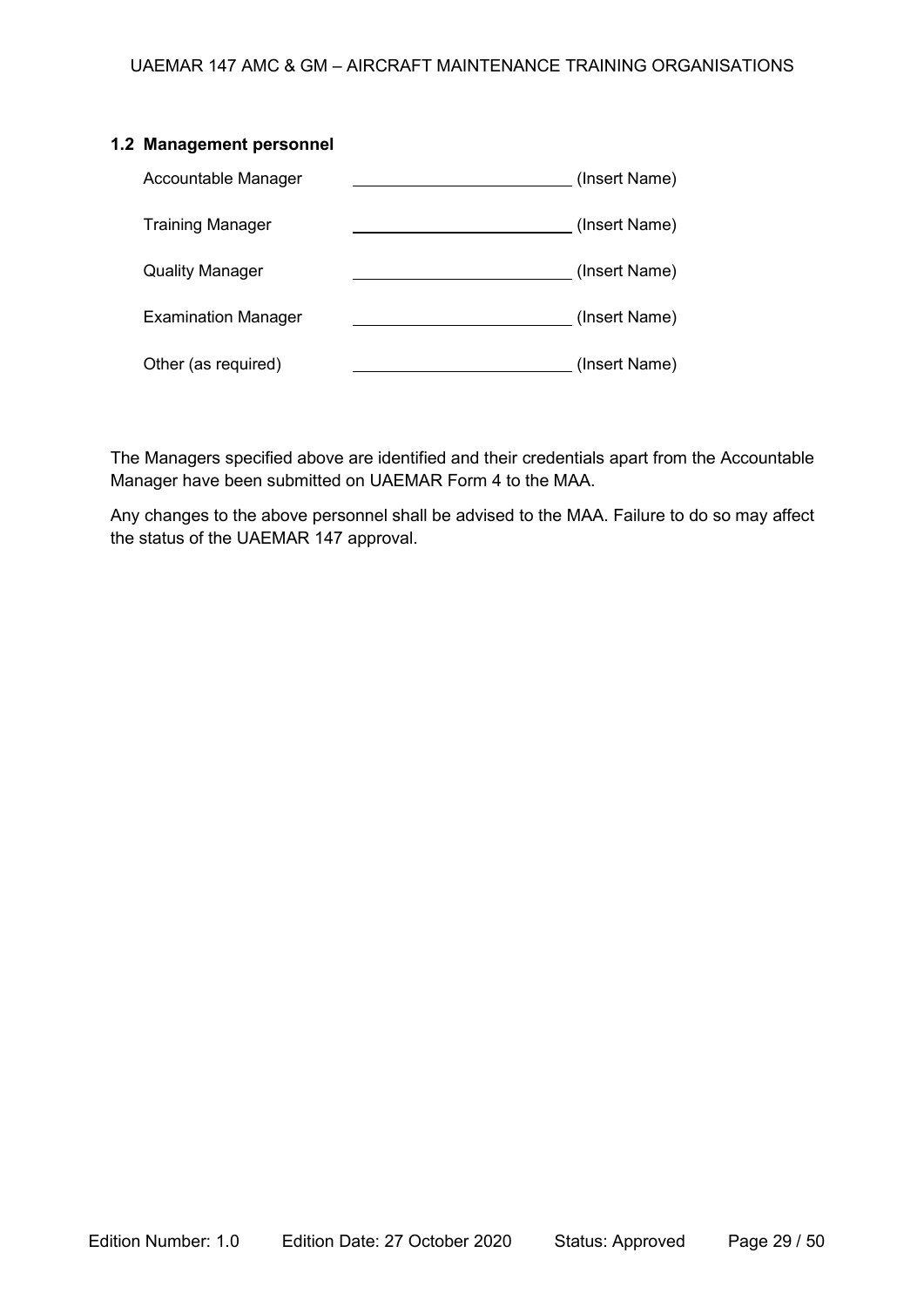### 1.2 Management personnel

| | | |
|---|---|---|
| Accountable Manager | ______________________ | (Insert Name) |
| Training Manager | ______________________ | (Insert Name) |
| Quality Manager | ______________________ | (Insert Name) |
| Examination Manager | ______________________ | (Insert Name) |
| Other (as required) | ______________________ | (Insert Name) |

The Managers specified above are identified and their credentials apart from the Accountable Manager have been submitted on UAEMAR Form 4 to the MAA.

Any changes to the above personnel shall be advised to the MAA. Failure to do so may affect the status of the UAEMAR 147 approval.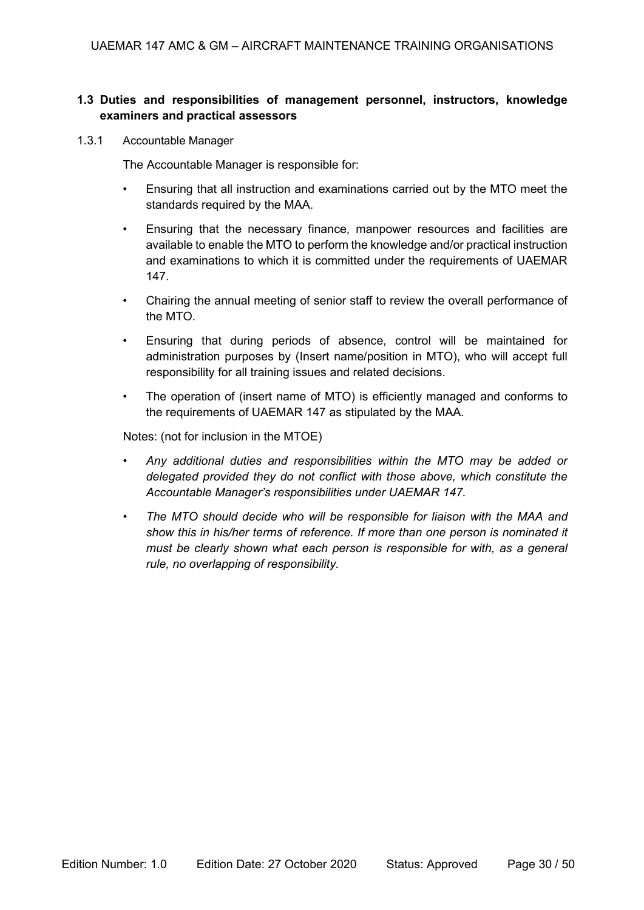### 1.3 Duties and responsibilities of management personnel, instructors, knowledge examiners and practical assessors

1.3.1 Accountable Manager

The Accountable Manager is responsible for:

- Ensuring that all instruction and examinations carried out by the MTO meet the standards required by the MAA.
- Ensuring that the necessary finance, manpower resources and facilities are available to enable the MTO to perform the knowledge and/or practical instruction and examinations to which it is committed under the requirements of UAEMAR 147.
- Chairing the annual meeting of senior staff to review the overall performance of the MTO.
- Ensuring that during periods of absence, control will be maintained for administration purposes by (Insert name/position in MTO), who will accept full responsibility for all training issues and related decisions.
- The operation of (insert name of MTO) is efficiently managed and conforms to the requirements of UAEMAR 147 as stipulated by the MAA.

Notes: (not for inclusion in the MTOE)

- *Any additional duties and responsibilities within the MTO may be added or delegated provided they do not conflict with those above, which constitute the Accountable Manager's responsibilities under UAEMAR 147.*
- *The MTO should decide who will be responsible for liaison with the MAA and show this in his/her terms of reference. If more than one person is nominated it must be clearly shown what each person is responsible for with, as a general rule, no overlapping of responsibility.*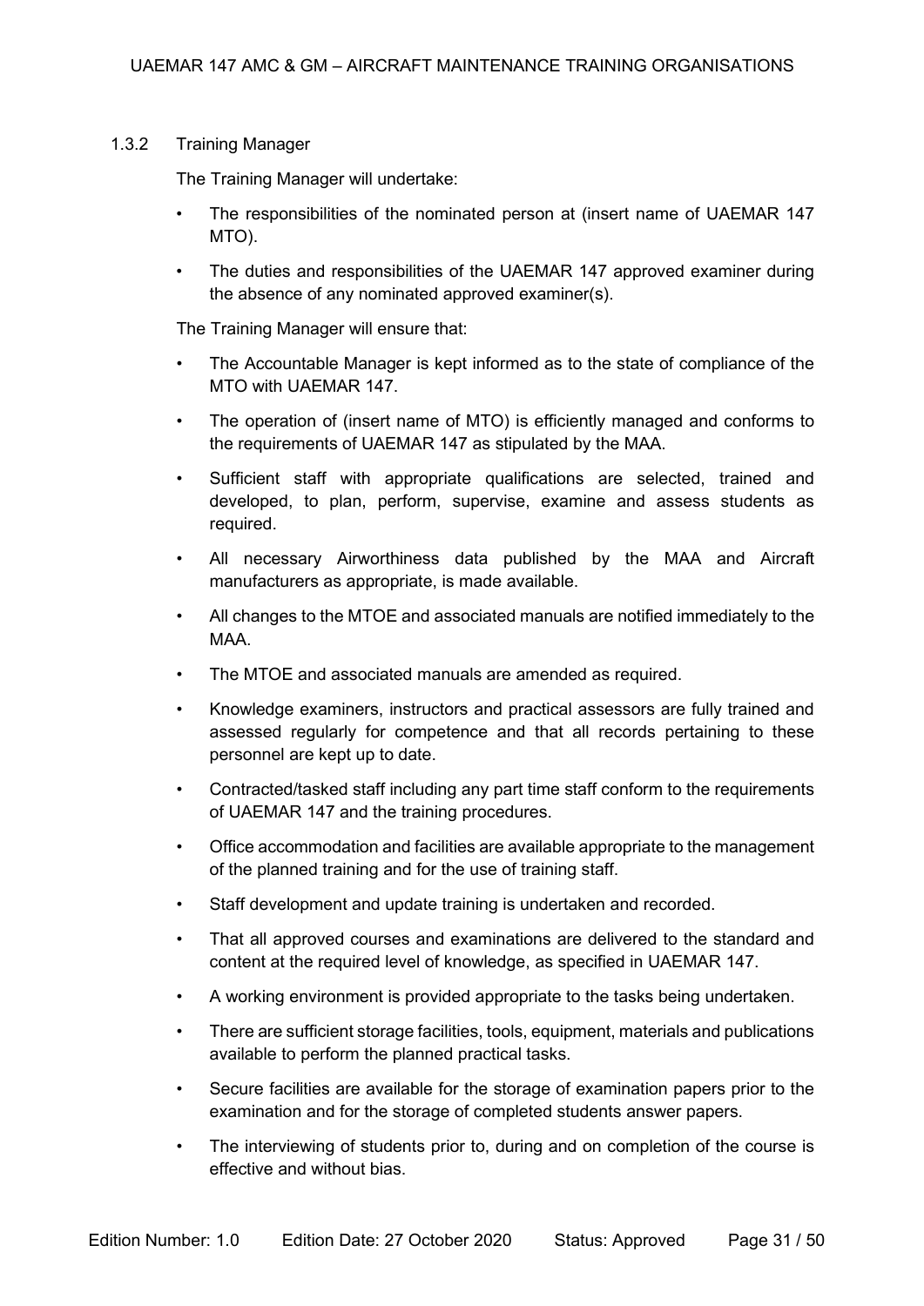### 1.3.2 Training Manager

The Training Manager will undertake:

- The responsibilities of the nominated person at (insert name of UAEMAR 147 MTO).
- The duties and responsibilities of the UAEMAR 147 approved examiner during the absence of any nominated approved examiner(s).

The Training Manager will ensure that:

- The Accountable Manager is kept informed as to the state of compliance of the MTO with UAEMAR 147.
- The operation of (insert name of MTO) is efficiently managed and conforms to the requirements of UAEMAR 147 as stipulated by the MAA.
- Sufficient staff with appropriate qualifications are selected, trained and developed, to plan, perform, supervise, examine and assess students as required.
- All necessary Airworthiness data published by the MAA and Aircraft manufacturers as appropriate, is made available.
- All changes to the MTOE and associated manuals are notified immediately to the MAA.
- The MTOE and associated manuals are amended as required.
- Knowledge examiners, instructors and practical assessors are fully trained and assessed regularly for competence and that all records pertaining to these personnel are kept up to date.
- Contracted/tasked staff including any part time staff conform to the requirements of UAEMAR 147 and the training procedures.
- Office accommodation and facilities are available appropriate to the management of the planned training and for the use of training staff.
- Staff development and update training is undertaken and recorded.
- That all approved courses and examinations are delivered to the standard and content at the required level of knowledge, as specified in UAEMAR 147.
- A working environment is provided appropriate to the tasks being undertaken.
- There are sufficient storage facilities, tools, equipment, materials and publications available to perform the planned practical tasks.
- Secure facilities are available for the storage of examination papers prior to the examination and for the storage of completed students answer papers.
- The interviewing of students prior to, during and on completion of the course is effective and without bias.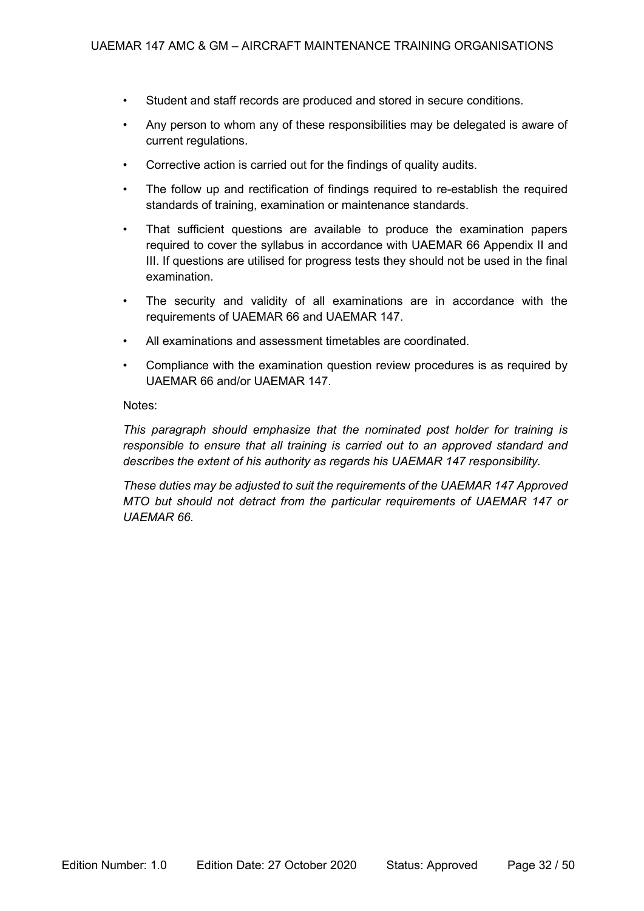- Student and staff records are produced and stored in secure conditions.
- Any person to whom any of these responsibilities may be delegated is aware of current regulations.
- Corrective action is carried out for the findings of quality audits.
- The follow up and rectification of findings required to re-establish the required standards of training, examination or maintenance standards.
- That sufficient questions are available to produce the examination papers required to cover the syllabus in accordance with UAEMAR 66 Appendix II and III. If questions are utilised for progress tests they should not be used in the final examination.
- The security and validity of all examinations are in accordance with the requirements of UAEMAR 66 and UAEMAR 147.
- All examinations and assessment timetables are coordinated.
- Compliance with the examination question review procedures is as required by UAEMAR 66 and/or UAEMAR 147.

Notes:

*This paragraph should emphasize that the nominated post holder for training is responsible to ensure that all training is carried out to an approved standard and describes the extent of his authority as regards his UAEMAR 147 responsibility.*

*These duties may be adjusted to suit the requirements of the UAEMAR 147 Approved MTO but should not detract from the particular requirements of UAEMAR 147 or UAEMAR 66.*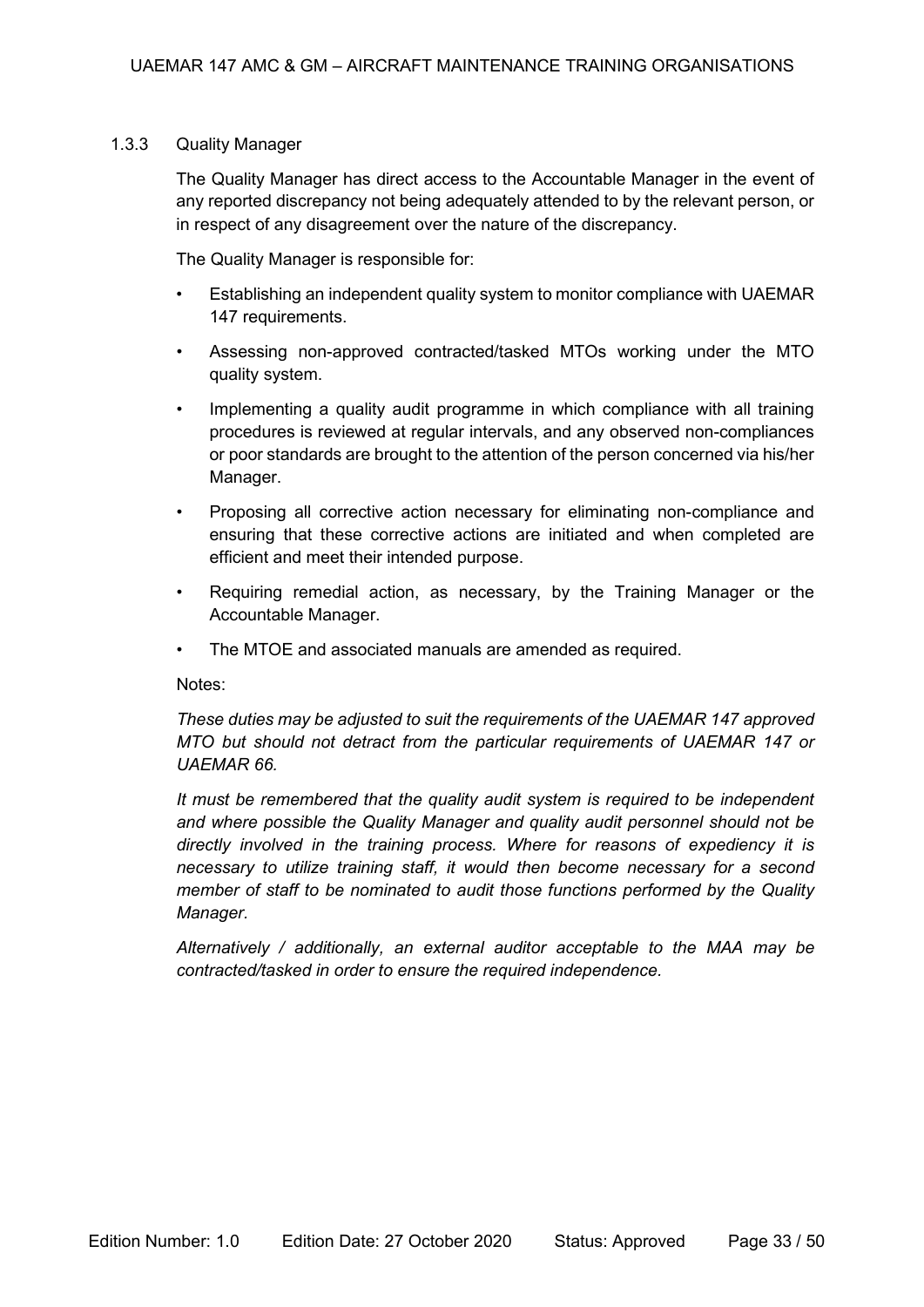### 1.3.3 Quality Manager

The Quality Manager has direct access to the Accountable Manager in the event of any reported discrepancy not being adequately attended to by the relevant person, or in respect of any disagreement over the nature of the discrepancy.

The Quality Manager is responsible for:

- Establishing an independent quality system to monitor compliance with UAEMAR 147 requirements.
- Assessing non-approved contracted/tasked MTOs working under the MTO quality system.
- Implementing a quality audit programme in which compliance with all training procedures is reviewed at regular intervals, and any observed non-compliances or poor standards are brought to the attention of the person concerned via his/her Manager.
- Proposing all corrective action necessary for eliminating non-compliance and ensuring that these corrective actions are initiated and when completed are efficient and meet their intended purpose.
- Requiring remedial action, as necessary, by the Training Manager or the Accountable Manager.
- The MTOE and associated manuals are amended as required.

Notes:

*These duties may be adjusted to suit the requirements of the UAEMAR 147 approved MTO but should not detract from the particular requirements of UAEMAR 147 or UAEMAR 66.*

*It must be remembered that the quality audit system is required to be independent and where possible the Quality Manager and quality audit personnel should not be directly involved in the training process. Where for reasons of expediency it is necessary to utilize training staff, it would then become necessary for a second member of staff to be nominated to audit those functions performed by the Quality Manager.*

*Alternatively / additionally, an external auditor acceptable to the MAA may be contracted/tasked in order to ensure the required independence.*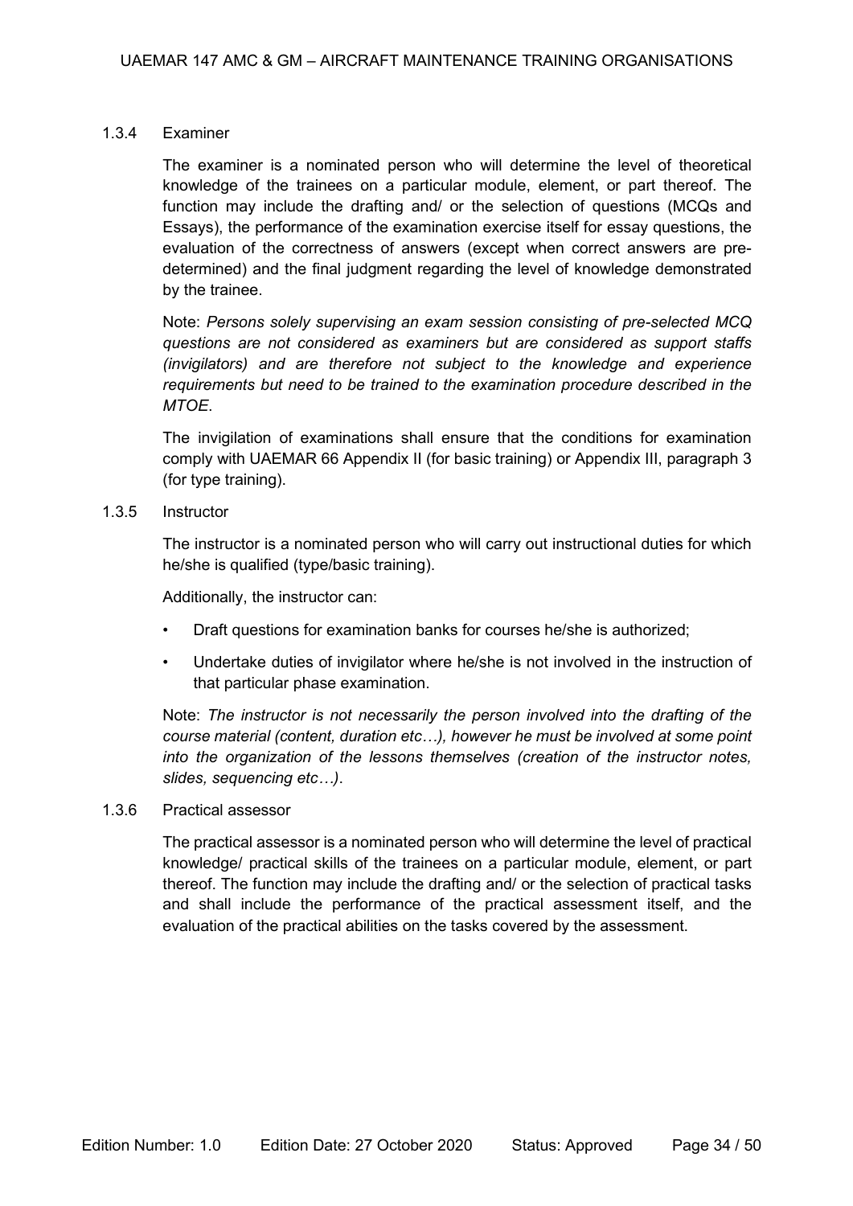#### 1.3.4 Examiner

The examiner is a nominated person who will determine the level of theoretical knowledge of the trainees on a particular module, element, or part thereof. The function may include the drafting and/ or the selection of questions (MCQs and Essays), the performance of the examination exercise itself for essay questions, the evaluation of the correctness of answers (except when correct answers are pre-determined) and the final judgment regarding the level of knowledge demonstrated by the trainee.

Note: *Persons solely supervising an exam session consisting of pre-selected MCQ questions are not considered as examiners but are considered as support staffs (invigilators) and are therefore not subject to the knowledge and experience requirements but need to be trained to the examination procedure described in the MTOE*.

The invigilation of examinations shall ensure that the conditions for examination comply with UAEMAR 66 Appendix II (for basic training) or Appendix III, paragraph 3 (for type training).

#### 1.3.5 Instructor

The instructor is a nominated person who will carry out instructional duties for which he/she is qualified (type/basic training).

Additionally, the instructor can:

- Draft questions for examination banks for courses he/she is authorized;
- Undertake duties of invigilator where he/she is not involved in the instruction of that particular phase examination.

Note: *The instructor is not necessarily the person involved into the drafting of the course material (content, duration etc…), however he must be involved at some point into the organization of the lessons themselves (creation of the instructor notes, slides, sequencing etc…)*.

#### 1.3.6 Practical assessor

The practical assessor is a nominated person who will determine the level of practical knowledge/ practical skills of the trainees on a particular module, element, or part thereof. The function may include the drafting and/ or the selection of practical tasks and shall include the performance of the practical assessment itself, and the evaluation of the practical abilities on the tasks covered by the assessment.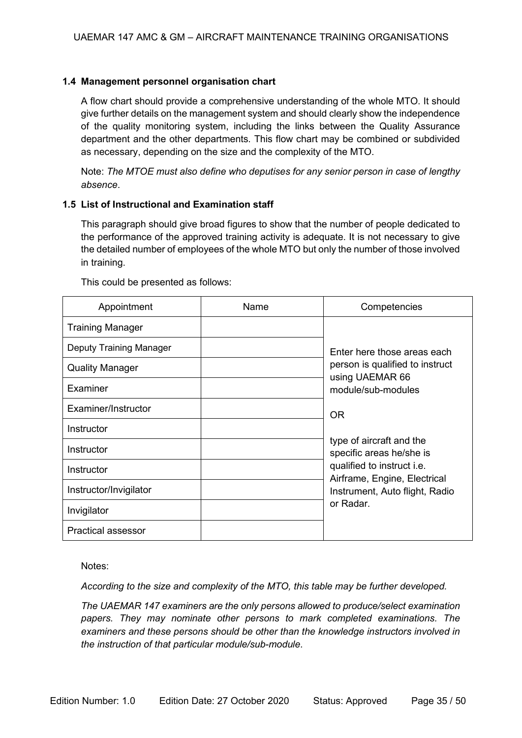### 1.4 Management personnel organisation chart

A flow chart should provide a comprehensive understanding of the whole MTO. It should give further details on the management system and should clearly show the independence of the quality monitoring system, including the links between the Quality Assurance department and the other departments. This flow chart may be combined or subdivided as necessary, depending on the size and the complexity of the MTO.

Note: *The MTOE must also define who deputises for any senior person in case of lengthy absence*.

### 1.5 List of Instructional and Examination staff

This paragraph should give broad figures to show that the number of people dedicated to the performance of the approved training activity is adequate. It is not necessary to give the detailed number of employees of the whole MTO but only the number of those involved in training.

This could be presented as follows:

| Appointment | Name | Competencies |
|---|---|---|
| Training Manager | | Enter here those areas each person is qualified to instruct using UAEMAR 66 module/sub-modules<br><br>OR<br><br>type of aircraft and the specific areas he/she is qualified to instruct i.e. Airframe, Engine, Electrical Instrument, Auto flight, Radio or Radar. |
| Deputy Training Manager | | |
| Quality Manager | | |
| Examiner | | |
| Examiner/Instructor | | |
| Instructor | | |
| Instructor | | |
| Instructor | | |
| Instructor/Invigilator | | |
| Invigilator | | |
| Practical assessor | | |

Notes:

*According to the size and complexity of the MTO, this table may be further developed.*

*The UAEMAR 147 examiners are the only persons allowed to produce/select examination papers. They may nominate other persons to mark completed examinations. The examiners and these persons should be other than the knowledge instructors involved in the instruction of that particular module/sub-module*.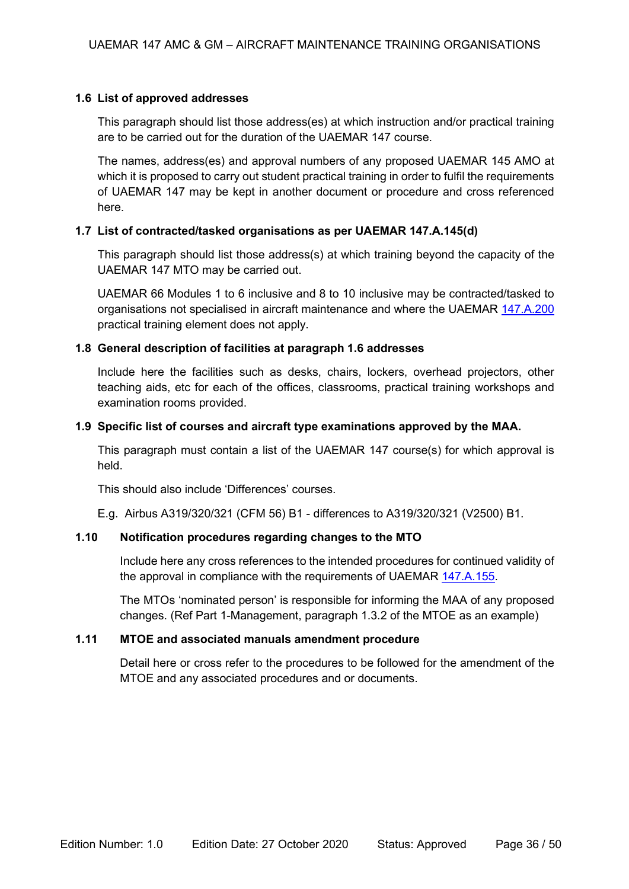### 1.6 List of approved addresses

This paragraph should list those address(es) at which instruction and/or practical training are to be carried out for the duration of the UAEMAR 147 course.

The names, address(es) and approval numbers of any proposed UAEMAR 145 AMO at which it is proposed to carry out student practical training in order to fulfil the requirements of UAEMAR 147 may be kept in another document or procedure and cross referenced here.

### 1.7 List of contracted/tasked organisations as per UAEMAR 147.A.145(d)

This paragraph should list those address(s) at which training beyond the capacity of the UAEMAR 147 MTO may be carried out.

UAEMAR 66 Modules 1 to 6 inclusive and 8 to 10 inclusive may be contracted/tasked to organisations not specialised in aircraft maintenance and where the UAEMAR 147.A.200 practical training element does not apply.

### 1.8 General description of facilities at paragraph 1.6 addresses

Include here the facilities such as desks, chairs, lockers, overhead projectors, other teaching aids, etc for each of the offices, classrooms, practical training workshops and examination rooms provided.

### 1.9 Specific list of courses and aircraft type examinations approved by the MAA.

This paragraph must contain a list of the UAEMAR 147 course(s) for which approval is held.

This should also include 'Differences' courses.

E.g. Airbus A319/320/321 (CFM 56) B1 - differences to A319/320/321 (V2500) B1.

### 1.10 Notification procedures regarding changes to the MTO

Include here any cross references to the intended procedures for continued validity of the approval in compliance with the requirements of UAEMAR 147.A.155.

The MTOs 'nominated person' is responsible for informing the MAA of any proposed changes. (Ref Part 1-Management, paragraph 1.3.2 of the MTOE as an example)

### 1.11 MTOE and associated manuals amendment procedure

Detail here or cross refer to the procedures to be followed for the amendment of the MTOE and any associated procedures and or documents.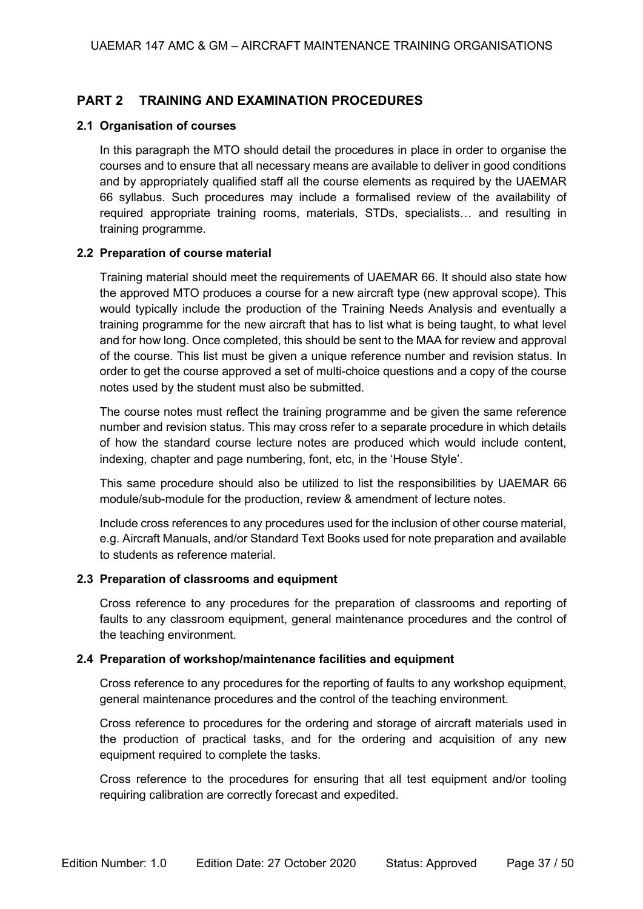## PART 2 TRAINING AND EXAMINATION PROCEDURES

### 2.1 Organisation of courses

In this paragraph the MTO should detail the procedures in place in order to organise the courses and to ensure that all necessary means are available to deliver in good conditions and by appropriately qualified staff all the course elements as required by the UAEMAR 66 syllabus. Such procedures may include a formalised review of the availability of required appropriate training rooms, materials, STDs, specialists… and resulting in training programme.

### 2.2 Preparation of course material

Training material should meet the requirements of UAEMAR 66. It should also state how the approved MTO produces a course for a new aircraft type (new approval scope). This would typically include the production of the Training Needs Analysis and eventually a training programme for the new aircraft that has to list what is being taught, to what level and for how long. Once completed, this should be sent to the MAA for review and approval of the course. This list must be given a unique reference number and revision status. In order to get the course approved a set of multi-choice questions and a copy of the course notes used by the student must also be submitted.

The course notes must reflect the training programme and be given the same reference number and revision status. This may cross refer to a separate procedure in which details of how the standard course lecture notes are produced which would include content, indexing, chapter and page numbering, font, etc, in the 'House Style'.

This same procedure should also be utilized to list the responsibilities by UAEMAR 66 module/sub-module for the production, review & amendment of lecture notes.

Include cross references to any procedures used for the inclusion of other course material, e.g. Aircraft Manuals, and/or Standard Text Books used for note preparation and available to students as reference material.

### 2.3 Preparation of classrooms and equipment

Cross reference to any procedures for the preparation of classrooms and reporting of faults to any classroom equipment, general maintenance procedures and the control of the teaching environment.

### 2.4 Preparation of workshop/maintenance facilities and equipment

Cross reference to any procedures for the reporting of faults to any workshop equipment, general maintenance procedures and the control of the teaching environment.

Cross reference to procedures for the ordering and storage of aircraft materials used in the production of practical tasks, and for the ordering and acquisition of any new equipment required to complete the tasks.

Cross reference to the procedures for ensuring that all test equipment and/or tooling requiring calibration are correctly forecast and expedited.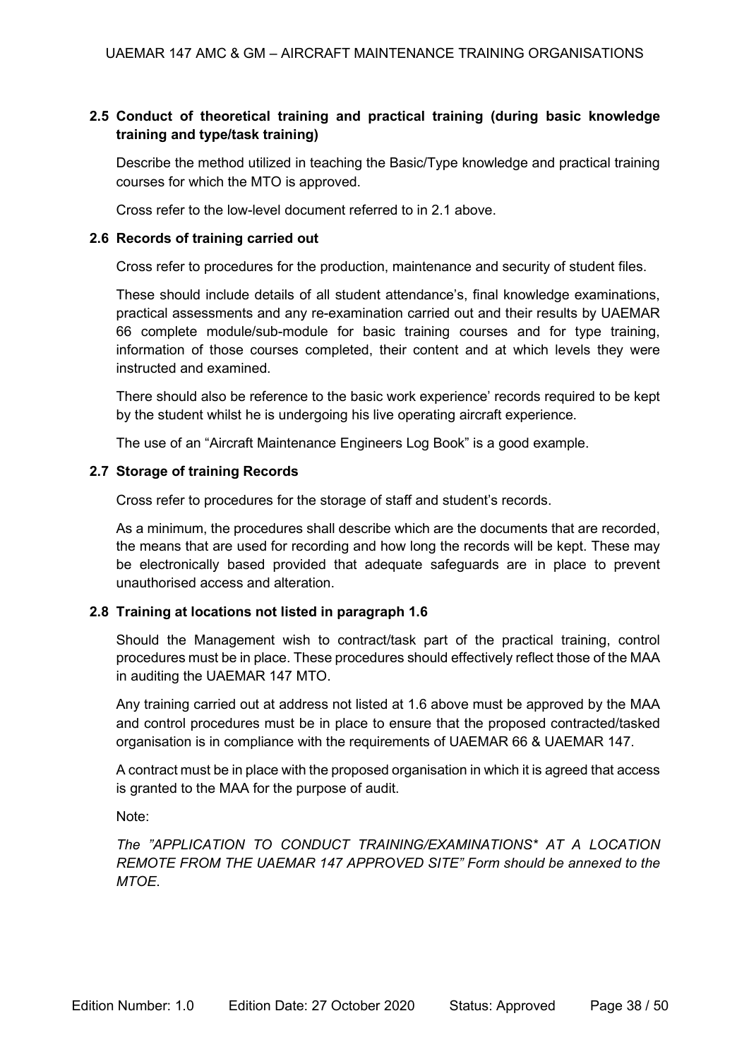## 2.5 Conduct of theoretical training and practical training (during basic knowledge training and type/task training)

Describe the method utilized in teaching the Basic/Type knowledge and practical training courses for which the MTO is approved.

Cross refer to the low-level document referred to in 2.1 above.

## 2.6 Records of training carried out

Cross refer to procedures for the production, maintenance and security of student files.

These should include details of all student attendance's, final knowledge examinations, practical assessments and any re-examination carried out and their results by UAEMAR 66 complete module/sub-module for basic training courses and for type training, information of those courses completed, their content and at which levels they were instructed and examined.

There should also be reference to the basic work experience' records required to be kept by the student whilst he is undergoing his live operating aircraft experience.

The use of an "Aircraft Maintenance Engineers Log Book" is a good example.

## 2.7 Storage of training Records

Cross refer to procedures for the storage of staff and student's records.

As a minimum, the procedures shall describe which are the documents that are recorded, the means that are used for recording and how long the records will be kept. These may be electronically based provided that adequate safeguards are in place to prevent unauthorised access and alteration.

## 2.8 Training at locations not listed in paragraph 1.6

Should the Management wish to contract/task part of the practical training, control procedures must be in place. These procedures should effectively reflect those of the MAA in auditing the UAEMAR 147 MTO.

Any training carried out at address not listed at 1.6 above must be approved by the MAA and control procedures must be in place to ensure that the proposed contracted/tasked organisation is in compliance with the requirements of UAEMAR 66 & UAEMAR 147.

A contract must be in place with the proposed organisation in which it is agreed that access is granted to the MAA for the purpose of audit.

Note:

*The "APPLICATION TO CONDUCT TRAINING/EXAMINATIONS* AT A LOCATION REMOTE FROM THE UAEMAR 147 APPROVED SITE" Form should be annexed to the MTOE.*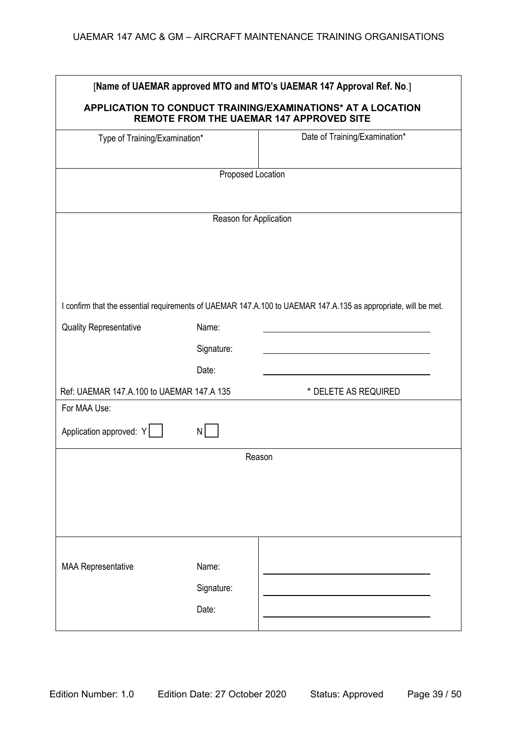[**Name of UAEMAR approved MTO and MTO's UAEMAR 147 Approval Ref. No**.]

**APPLICATION TO CONDUCT TRAINING/EXAMINATIONS* AT A LOCATION REMOTE FROM THE UAEMAR 147 APPROVED SITE**

| Type of Training/Examination* | Date of Training/Examination* |
|---|---|
| | |

Proposed Location

Reason for Application

I confirm that the essential requirements of UAEMAR 147.A.100 to UAEMAR 147.A.135 as appropriate, will be met.

| Quality Representative | Name: | ______________________ |
|---|---|---|
| | Signature: | ______________________ |
| | Date: | ______________________ |

Ref: UAEMAR 147.A.100 to UAEMAR 147.A 135 * DELETE AS REQUIRED

For MAA Use:

Application approved: Y ☐ N ☐

Reason

| MAA Representative | Name: | ______________________ |
|---|---|---|
| | Signature: | ______________________ |
| | Date: | ______________________ |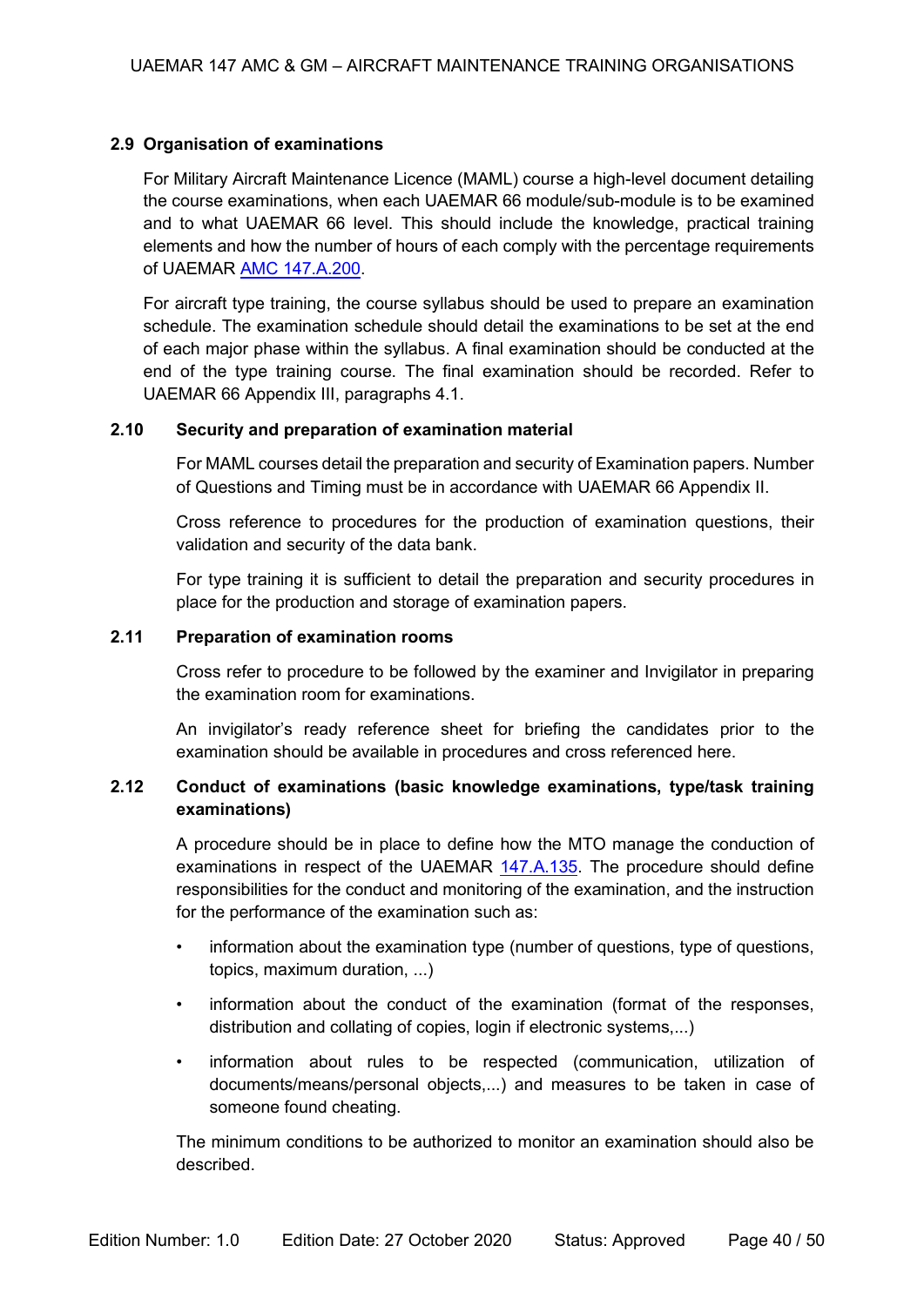### 2.9 Organisation of examinations

For Military Aircraft Maintenance Licence (MAML) course a high-level document detailing the course examinations, when each UAEMAR 66 module/sub-module is to be examined and to what UAEMAR 66 level. This should include the knowledge, practical training elements and how the number of hours of each comply with the percentage requirements of UAEMAR AMC 147.A.200.

For aircraft type training, the course syllabus should be used to prepare an examination schedule. The examination schedule should detail the examinations to be set at the end of each major phase within the syllabus. A final examination should be conducted at the end of the type training course. The final examination should be recorded. Refer to UAEMAR 66 Appendix III, paragraphs 4.1.

### 2.10 Security and preparation of examination material

For MAML courses detail the preparation and security of Examination papers. Number of Questions and Timing must be in accordance with UAEMAR 66 Appendix II.

Cross reference to procedures for the production of examination questions, their validation and security of the data bank.

For type training it is sufficient to detail the preparation and security procedures in place for the production and storage of examination papers.

### 2.11 Preparation of examination rooms

Cross refer to procedure to be followed by the examiner and Invigilator in preparing the examination room for examinations.

An invigilator's ready reference sheet for briefing the candidates prior to the examination should be available in procedures and cross referenced here.

### 2.12 Conduct of examinations (basic knowledge examinations, type/task training examinations)

A procedure should be in place to define how the MTO manage the conduction of examinations in respect of the UAEMAR 147.A.135. The procedure should define responsibilities for the conduct and monitoring of the examination, and the instruction for the performance of the examination such as:

- information about the examination type (number of questions, type of questions, topics, maximum duration, ...)
- information about the conduct of the examination (format of the responses, distribution and collating of copies, login if electronic systems,...)
- information about rules to be respected (communication, utilization of documents/means/personal objects,...) and measures to be taken in case of someone found cheating.

The minimum conditions to be authorized to monitor an examination should also be described.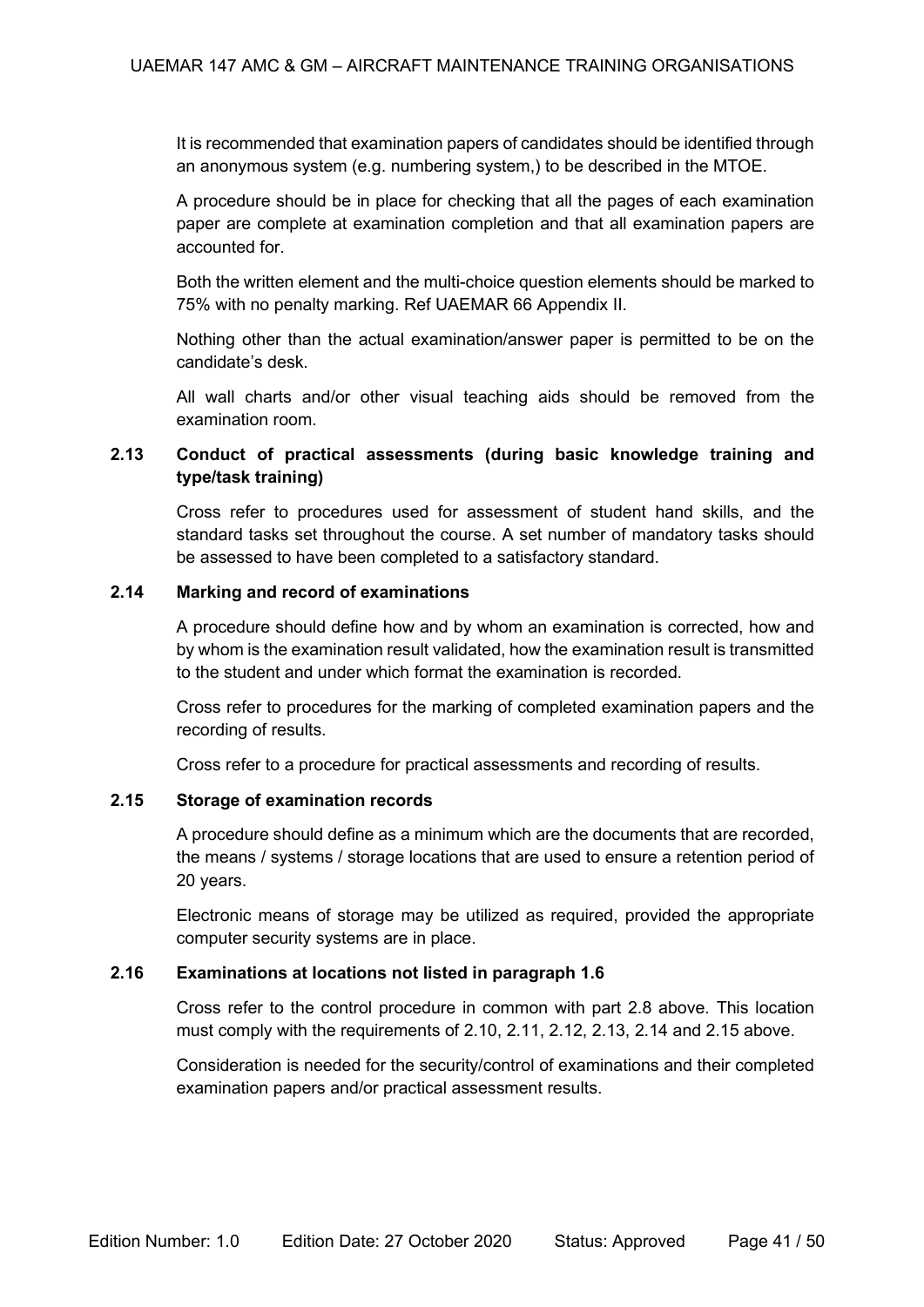It is recommended that examination papers of candidates should be identified through an anonymous system (e.g. numbering system,) to be described in the MTOE.

A procedure should be in place for checking that all the pages of each examination paper are complete at examination completion and that all examination papers are accounted for.

Both the written element and the multi-choice question elements should be marked to 75% with no penalty marking. Ref UAEMAR 66 Appendix II.

Nothing other than the actual examination/answer paper is permitted to be on the candidate's desk.

All wall charts and/or other visual teaching aids should be removed from the examination room.

### 2.13 Conduct of practical assessments (during basic knowledge training and type/task training)

Cross refer to procedures used for assessment of student hand skills, and the standard tasks set throughout the course. A set number of mandatory tasks should be assessed to have been completed to a satisfactory standard.

### 2.14 Marking and record of examinations

A procedure should define how and by whom an examination is corrected, how and by whom is the examination result validated, how the examination result is transmitted to the student and under which format the examination is recorded.

Cross refer to procedures for the marking of completed examination papers and the recording of results.

Cross refer to a procedure for practical assessments and recording of results.

### 2.15 Storage of examination records

A procedure should define as a minimum which are the documents that are recorded, the means / systems / storage locations that are used to ensure a retention period of 20 years.

Electronic means of storage may be utilized as required, provided the appropriate computer security systems are in place.

### 2.16 Examinations at locations not listed in paragraph 1.6

Cross refer to the control procedure in common with part 2.8 above. This location must comply with the requirements of 2.10, 2.11, 2.12, 2.13, 2.14 and 2.15 above.

Consideration is needed for the security/control of examinations and their completed examination papers and/or practical assessment results.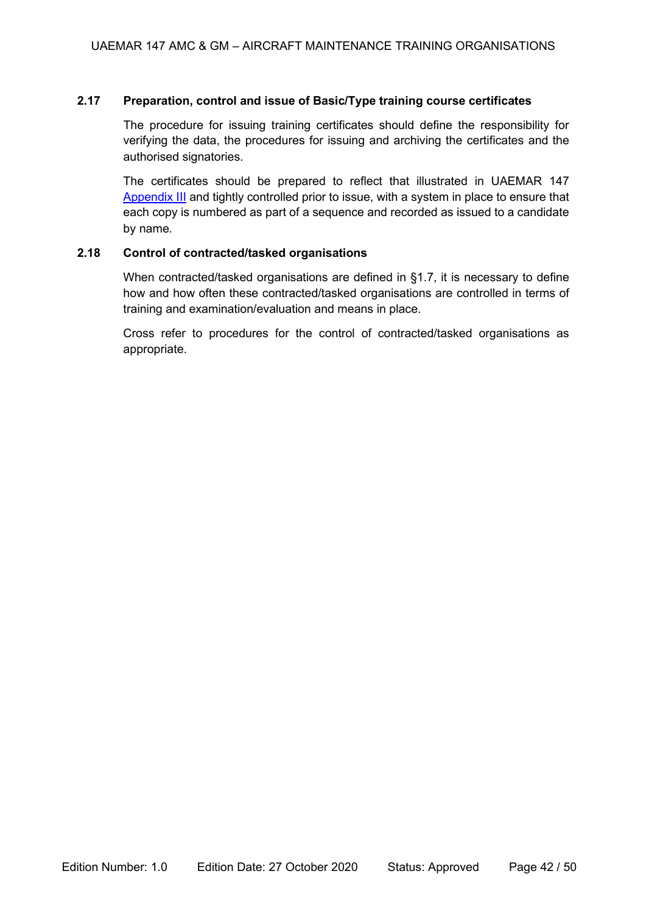### 2.17 Preparation, control and issue of Basic/Type training course certificates

The procedure for issuing training certificates should define the responsibility for verifying the data, the procedures for issuing and archiving the certificates and the authorised signatories.

The certificates should be prepared to reflect that illustrated in UAEMAR 147 Appendix III and tightly controlled prior to issue, with a system in place to ensure that each copy is numbered as part of a sequence and recorded as issued to a candidate by name.

### 2.18 Control of contracted/tasked organisations

When contracted/tasked organisations are defined in §1.7, it is necessary to define how and how often these contracted/tasked organisations are controlled in terms of training and examination/evaluation and means in place.

Cross refer to procedures for the control of contracted/tasked organisations as appropriate.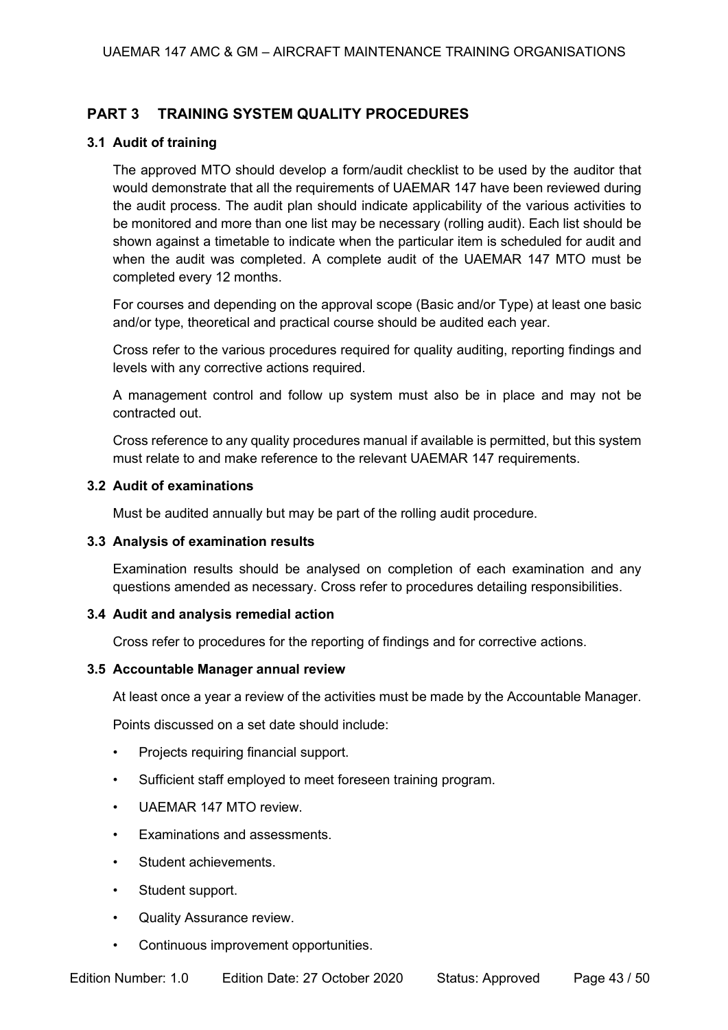## PART 3 TRAINING SYSTEM QUALITY PROCEDURES

### 3.1 Audit of training

The approved MTO should develop a form/audit checklist to be used by the auditor that would demonstrate that all the requirements of UAEMAR 147 have been reviewed during the audit process. The audit plan should indicate applicability of the various activities to be monitored and more than one list may be necessary (rolling audit). Each list should be shown against a timetable to indicate when the particular item is scheduled for audit and when the audit was completed. A complete audit of the UAEMAR 147 MTO must be completed every 12 months.

For courses and depending on the approval scope (Basic and/or Type) at least one basic and/or type, theoretical and practical course should be audited each year.

Cross refer to the various procedures required for quality auditing, reporting findings and levels with any corrective actions required.

A management control and follow up system must also be in place and may not be contracted out.

Cross reference to any quality procedures manual if available is permitted, but this system must relate to and make reference to the relevant UAEMAR 147 requirements.

### 3.2 Audit of examinations

Must be audited annually but may be part of the rolling audit procedure.

### 3.3 Analysis of examination results

Examination results should be analysed on completion of each examination and any questions amended as necessary. Cross refer to procedures detailing responsibilities.

### 3.4 Audit and analysis remedial action

Cross refer to procedures for the reporting of findings and for corrective actions.

### 3.5 Accountable Manager annual review

At least once a year a review of the activities must be made by the Accountable Manager.

Points discussed on a set date should include:

- Projects requiring financial support.
- Sufficient staff employed to meet foreseen training program.
- UAEMAR 147 MTO review.
- Examinations and assessments.
- Student achievements.
- Student support.
- Quality Assurance review.
- Continuous improvement opportunities.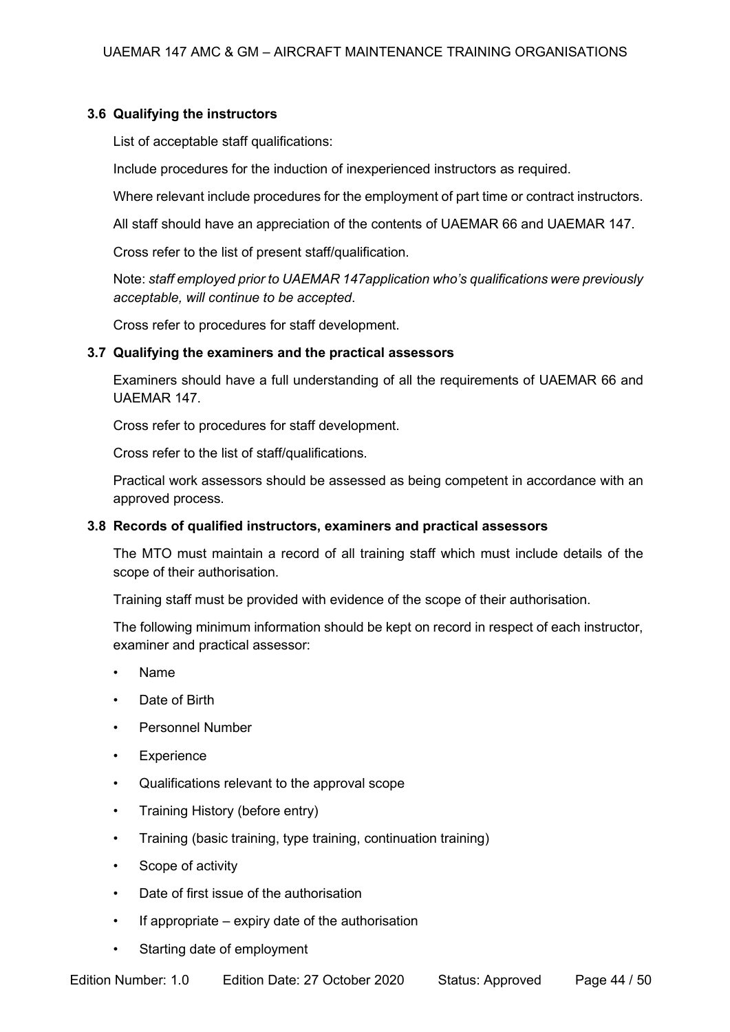### 3.6 Qualifying the instructors

List of acceptable staff qualifications:

Include procedures for the induction of inexperienced instructors as required.

Where relevant include procedures for the employment of part time or contract instructors.

All staff should have an appreciation of the contents of UAEMAR 66 and UAEMAR 147.

Cross refer to the list of present staff/qualification.

Note: *staff employed prior to UAEMAR 147application who's qualifications were previously acceptable, will continue to be accepted*.

Cross refer to procedures for staff development.

### 3.7 Qualifying the examiners and the practical assessors

Examiners should have a full understanding of all the requirements of UAEMAR 66 and UAEMAR 147.

Cross refer to procedures for staff development.

Cross refer to the list of staff/qualifications.

Practical work assessors should be assessed as being competent in accordance with an approved process.

### 3.8 Records of qualified instructors, examiners and practical assessors

The MTO must maintain a record of all training staff which must include details of the scope of their authorisation.

Training staff must be provided with evidence of the scope of their authorisation.

The following minimum information should be kept on record in respect of each instructor, examiner and practical assessor:

- Name
- Date of Birth
- Personnel Number
- Experience
- Qualifications relevant to the approval scope
- Training History (before entry)
- Training (basic training, type training, continuation training)
- Scope of activity
- Date of first issue of the authorisation
- If appropriate – expiry date of the authorisation
- Starting date of employment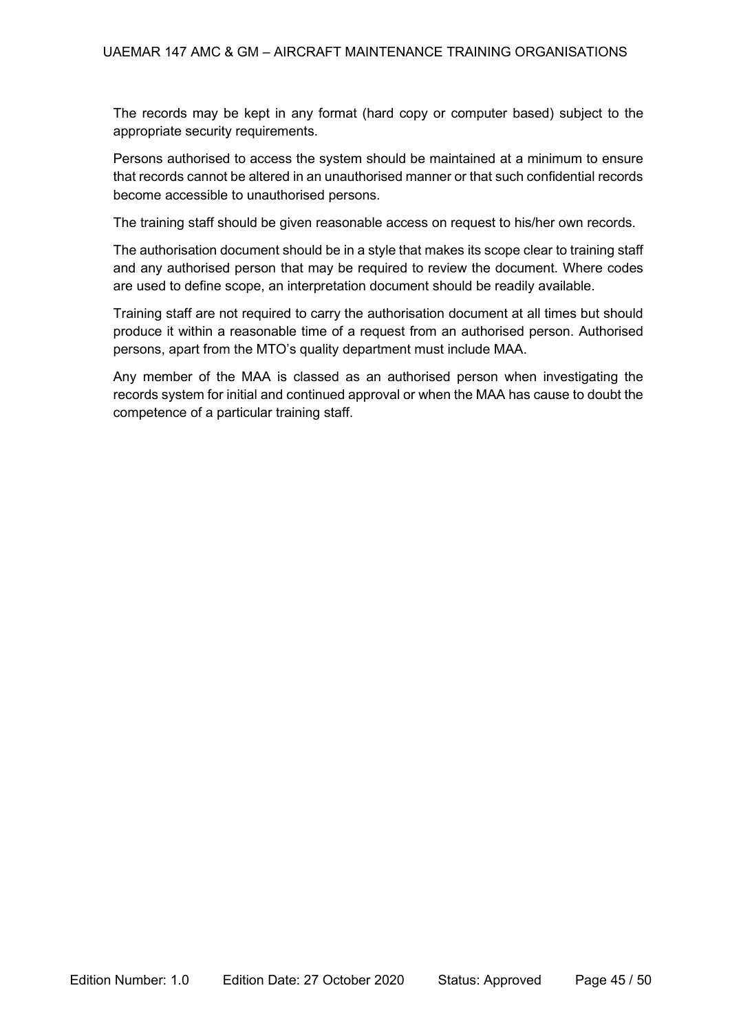The records may be kept in any format (hard copy or computer based) subject to the appropriate security requirements.

Persons authorised to access the system should be maintained at a minimum to ensure that records cannot be altered in an unauthorised manner or that such confidential records become accessible to unauthorised persons.

The training staff should be given reasonable access on request to his/her own records.

The authorisation document should be in a style that makes its scope clear to training staff and any authorised person that may be required to review the document. Where codes are used to define scope, an interpretation document should be readily available.

Training staff are not required to carry the authorisation document at all times but should produce it within a reasonable time of a request from an authorised person. Authorised persons, apart from the MTO's quality department must include MAA.

Any member of the MAA is classed as an authorised person when investigating the records system for initial and continued approval or when the MAA has cause to doubt the competence of a particular training staff.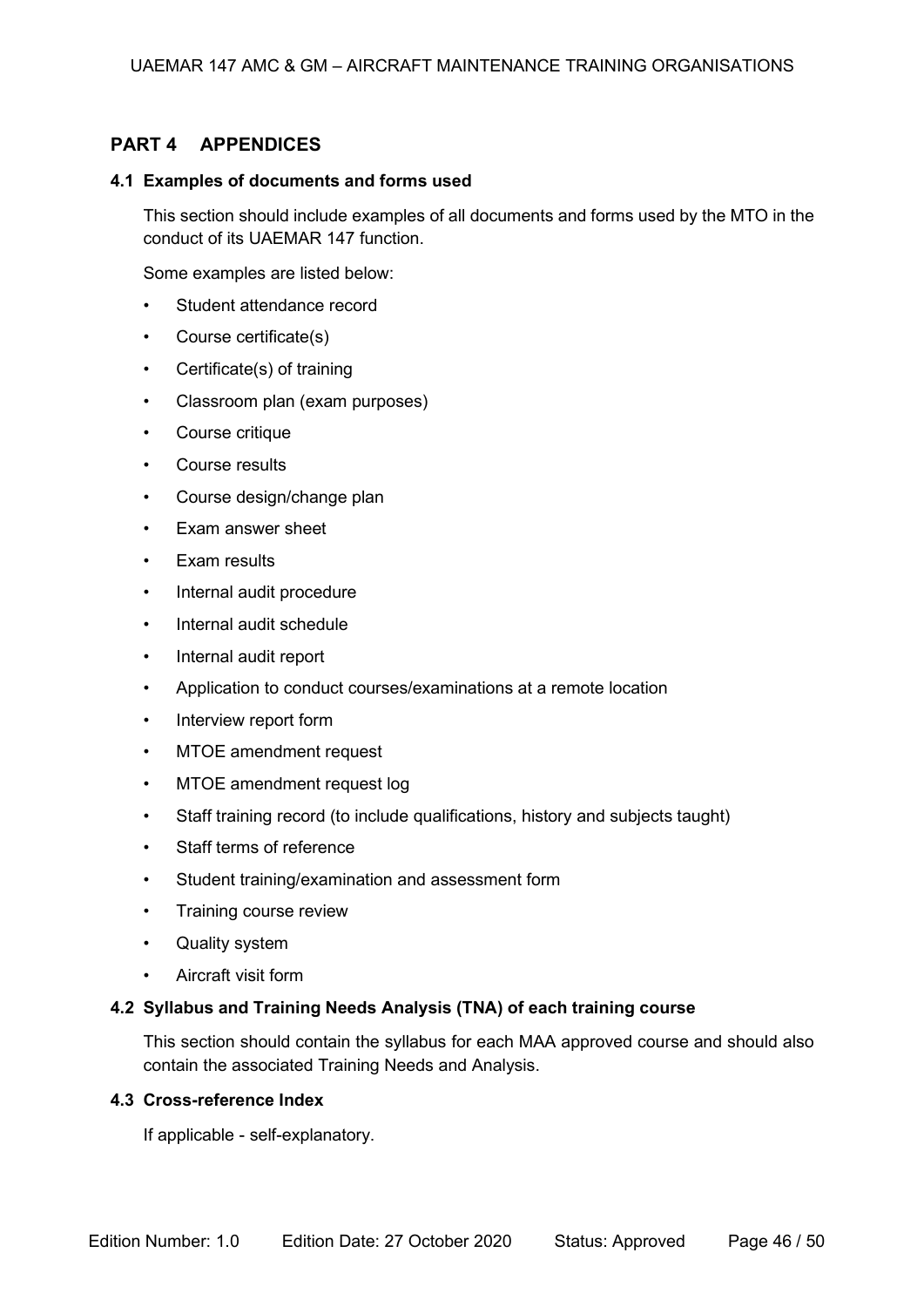## PART 4 APPENDICES

### 4.1 Examples of documents and forms used

This section should include examples of all documents and forms used by the MTO in the conduct of its UAEMAR 147 function.

Some examples are listed below:

- Student attendance record
- Course certificate(s)
- Certificate(s) of training
- Classroom plan (exam purposes)
- Course critique
- Course results
- Course design/change plan
- Exam answer sheet
- Exam results
- Internal audit procedure
- Internal audit schedule
- Internal audit report
- Application to conduct courses/examinations at a remote location
- Interview report form
- MTOE amendment request
- MTOE amendment request log
- Staff training record (to include qualifications, history and subjects taught)
- Staff terms of reference
- Student training/examination and assessment form
- Training course review
- Quality system
- Aircraft visit form

### 4.2 Syllabus and Training Needs Analysis (TNA) of each training course

This section should contain the syllabus for each MAA approved course and should also contain the associated Training Needs and Analysis.

### 4.3 Cross-reference Index

If applicable - self-explanatory.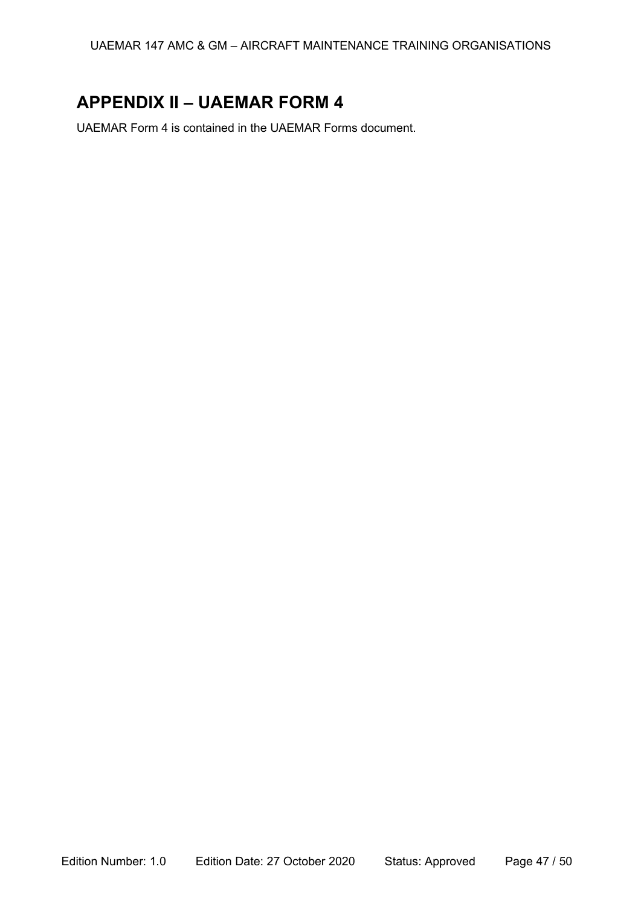# APPENDIX II – UAEMAR FORM 4

UAEMAR Form 4 is contained in the UAEMAR Forms document.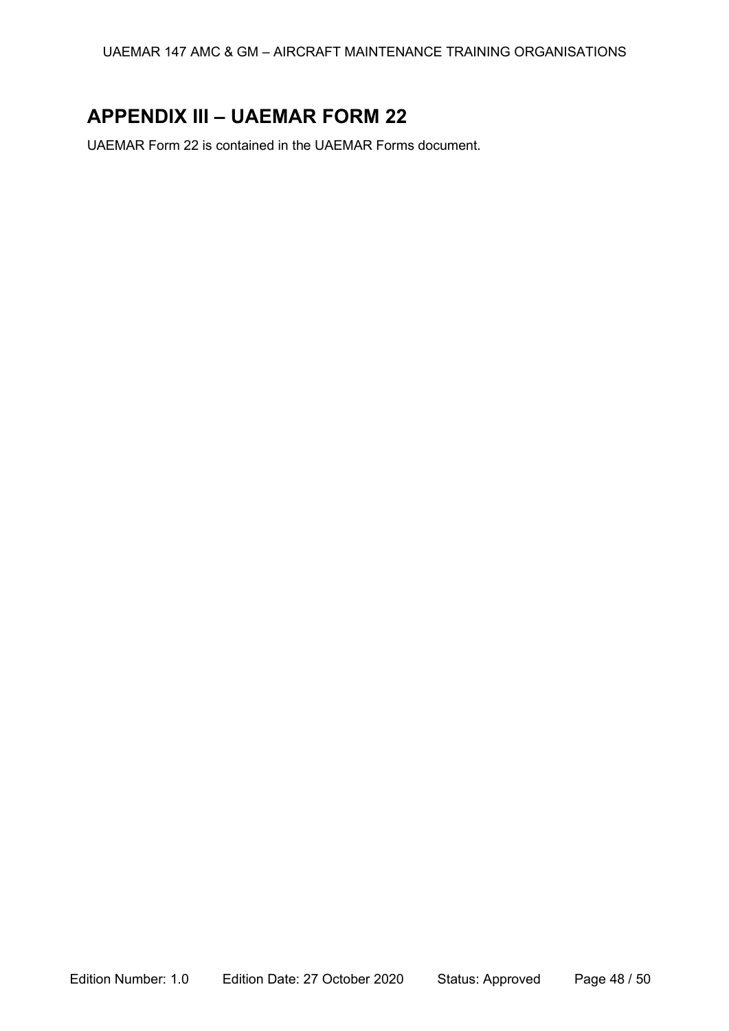# APPENDIX III – UAEMAR FORM 22

UAEMAR Form 22 is contained in the UAEMAR Forms document.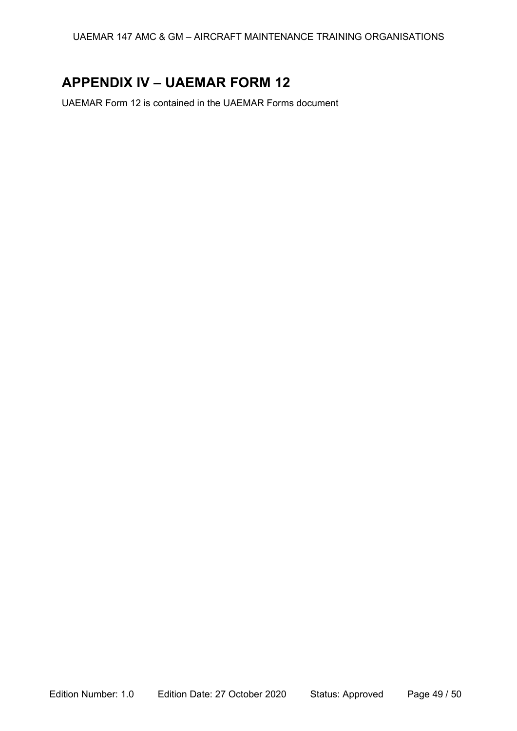# APPENDIX IV – UAEMAR FORM 12

UAEMAR Form 12 is contained in the UAEMAR Forms document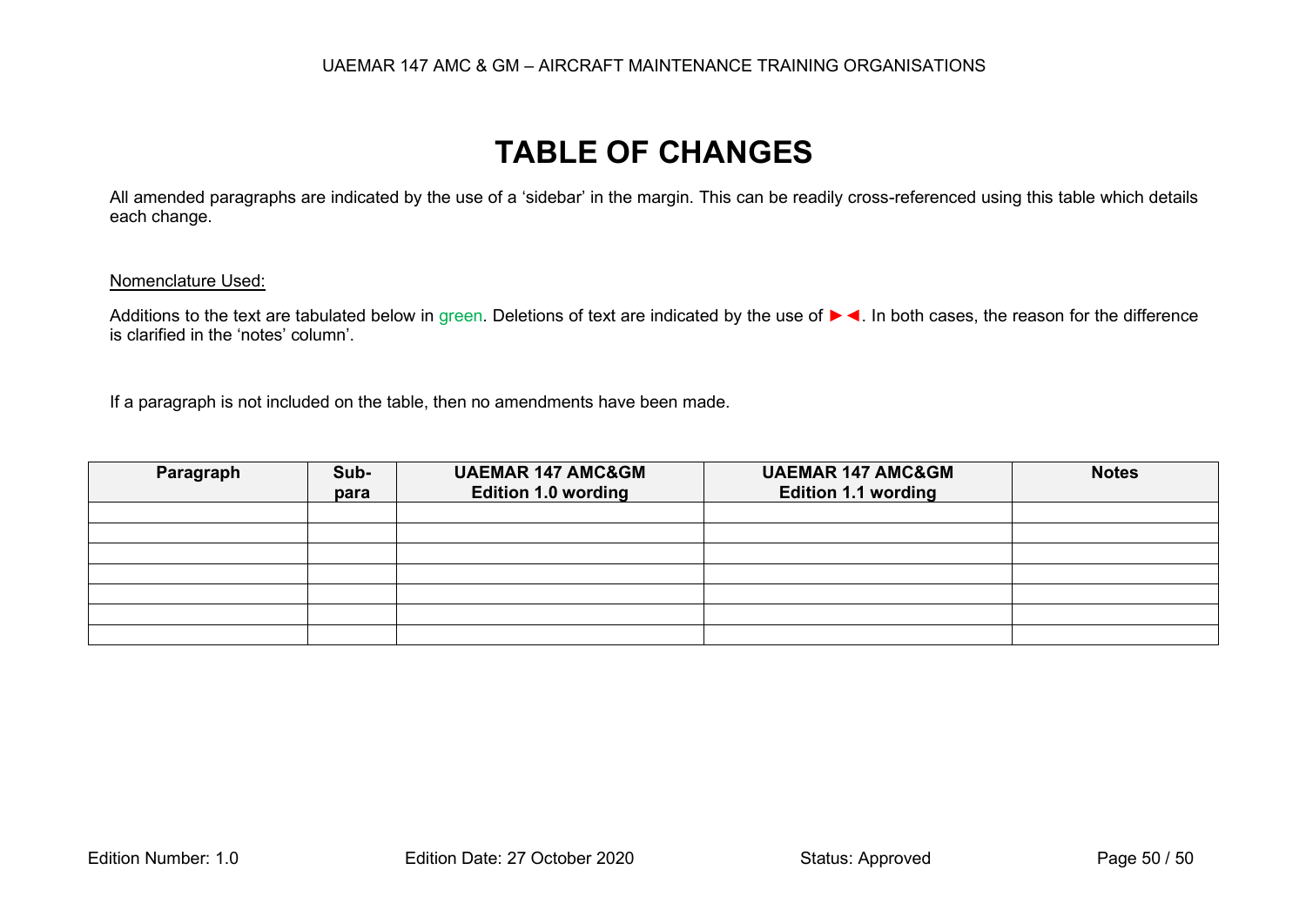# TABLE OF CHANGES

All amended paragraphs are indicated by the use of a 'sidebar' in the margin. This can be readily cross-referenced using this table which details each change.

Nomenclature Used:

Additions to the text are tabulated below in green. Deletions of text are indicated by the use of ►◄. In both cases, the reason for the difference is clarified in the 'notes' column'.

If a paragraph is not included on the table, then no amendments have been made.

| Paragraph | Sub-para | UAEMAR 147 AMC&GM Edition 1.0 wording | UAEMAR 147 AMC&GM Edition 1.1 wording | Notes |
|---|---|---|---|---|
| | | | | |
| | | | | |
| | | | | |
| | | | | |
| | | | | |
| | | | | |
| | | | | |